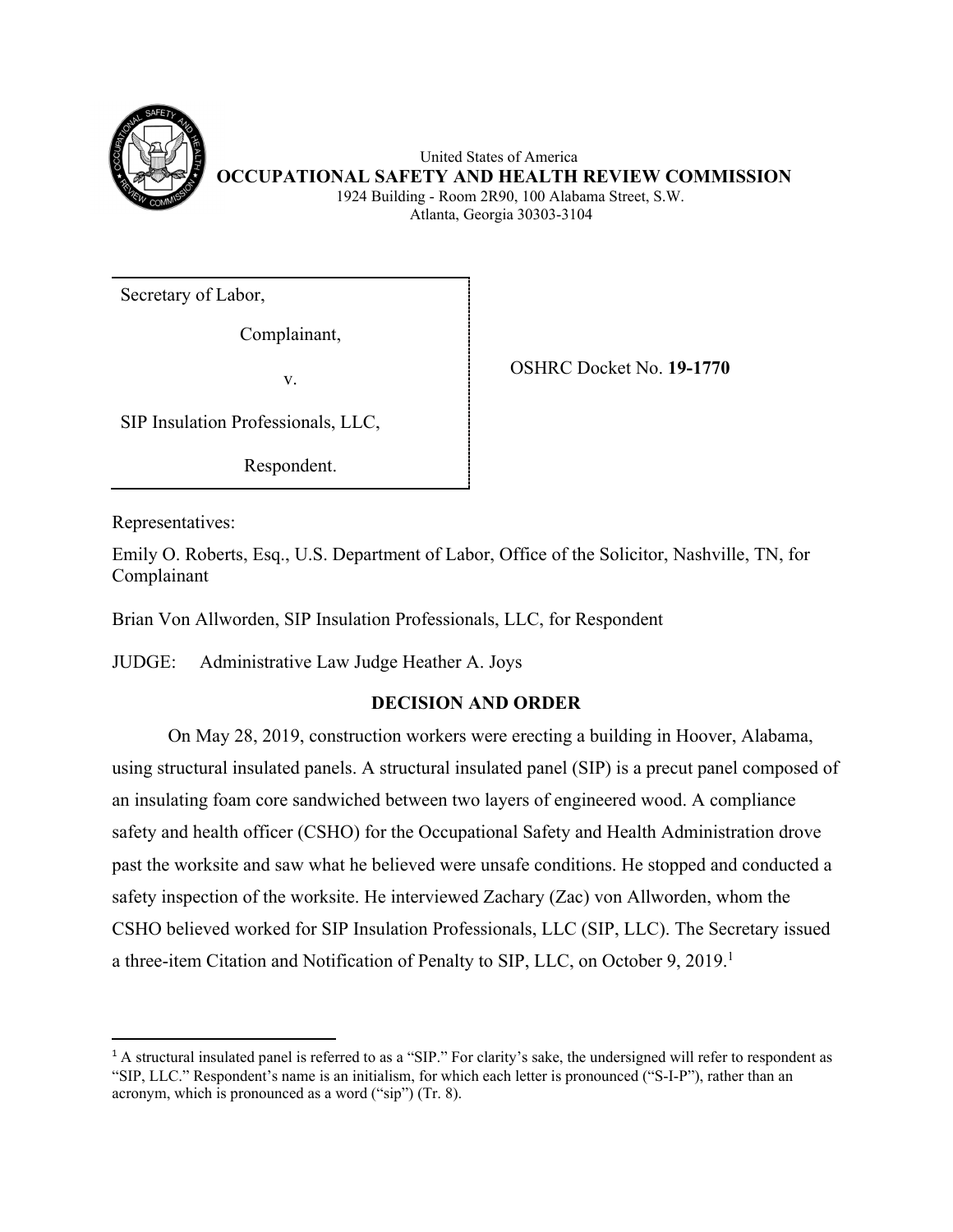United States of America
**OCCUPATIONAL SAFETY AND HEALTH REVIEW COMMISSION**
1924 Building - Room 2R90, 100 Alabama Street, S.W.
Atlanta, Georgia 30303-3104

| | |
|---|---|
| Secretary of Labor,<br><br>Complainant,<br><br>v.<br><br>SIP Insulation Professionals, LLC,<br><br>Respondent. | OSHRC Docket No. **19-1770** |

Representatives:

Emily O. Roberts, Esq., U.S. Department of Labor, Office of the Solicitor, Nashville, TN, for Complainant

Brian Von Allworden, SIP Insulation Professionals, LLC, for Respondent

JUDGE: Administrative Law Judge Heather A. Joys

## DECISION AND ORDER

On May 28, 2019, construction workers were erecting a building in Hoover, Alabama, using structural insulated panels. A structural insulated panel (SIP) is a precut panel composed of an insulating foam core sandwiched between two layers of engineered wood. A compliance safety and health officer (CSHO) for the Occupational Safety and Health Administration drove past the worksite and saw what he believed were unsafe conditions. He stopped and conducted a safety inspection of the worksite. He interviewed Zachary (Zac) von Allworden, whom the CSHO believed worked for SIP Insulation Professionals, LLC (SIP, LLC). The Secretary issued a three-item Citation and Notification of Penalty to SIP, LLC, on October 9, 2019.[1]

[1] A structural insulated panel is referred to as a "SIP." For clarity's sake, the undersigned will refer to respondent as "SIP, LLC." Respondent's name is an initialism, for which each letter is pronounced ("S-I-P"), rather than an acronym, which is pronounced as a word ("sip") (Tr. 8).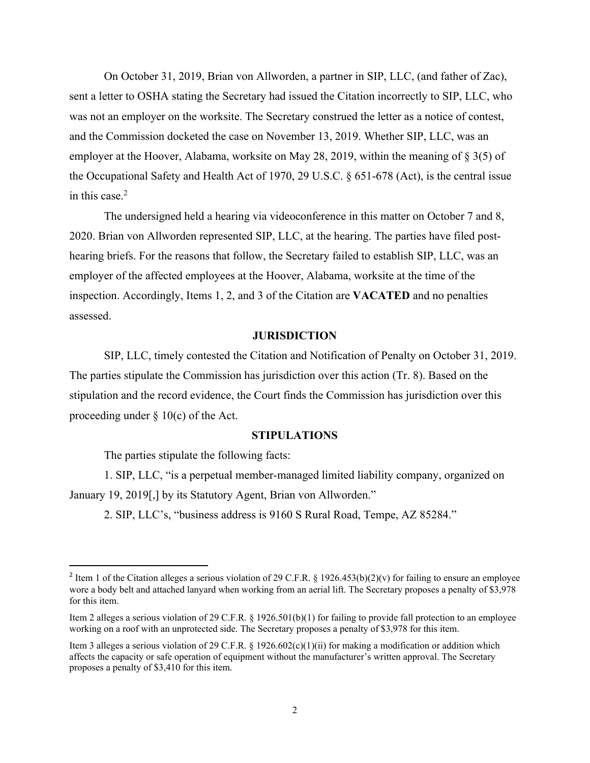On October 31, 2019, Brian von Allworden, a partner in SIP, LLC, (and father of Zac), sent a letter to OSHA stating the Secretary had issued the Citation incorrectly to SIP, LLC, who was not an employer on the worksite. The Secretary construed the letter as a notice of contest, and the Commission docketed the case on November 13, 2019. Whether SIP, LLC, was an employer at the Hoover, Alabama, worksite on May 28, 2019, within the meaning of § 3(5) of the Occupational Safety and Health Act of 1970, 29 U.S.C. § 651-678 (Act), is the central issue in this case.[2]

The undersigned held a hearing via videoconference in this matter on October 7 and 8, 2020. Brian von Allworden represented SIP, LLC, at the hearing. The parties have filed post-hearing briefs. For the reasons that follow, the Secretary failed to establish SIP, LLC, was an employer of the affected employees at the Hoover, Alabama, worksite at the time of the inspection. Accordingly, Items 1, 2, and 3 of the Citation are **VACATED** and no penalties assessed.

## JURISDICTION

SIP, LLC, timely contested the Citation and Notification of Penalty on October 31, 2019. The parties stipulate the Commission has jurisdiction over this action (Tr. 8). Based on the stipulation and the record evidence, the Court finds the Commission has jurisdiction over this proceeding under § 10(c) of the Act.

## STIPULATIONS

The parties stipulate the following facts:

1. SIP, LLC, "is a perpetual member-managed limited liability company, organized on January 19, 2019[,] by its Statutory Agent, Brian von Allworden."

2. SIP, LLC's, "business address is 9160 S Rural Road, Tempe, AZ 85284."

---

[2] Item 1 of the Citation alleges a serious violation of 29 C.F.R. § 1926.453(b)(2)(v) for failing to ensure an employee wore a body belt and attached lanyard when working from an aerial lift. The Secretary proposes a penalty of $3,978 for this item.

Item 2 alleges a serious violation of 29 C.F.R. § 1926.501(b)(1) for failing to provide fall protection to an employee working on a roof with an unprotected side. The Secretary proposes a penalty of $3,978 for this item.

Item 3 alleges a serious violation of 29 C.F.R. § 1926.602(c)(1)(ii) for making a modification or addition which affects the capacity or safe operation of equipment without the manufacturer's written approval. The Secretary proposes a penalty of $3,410 for this item.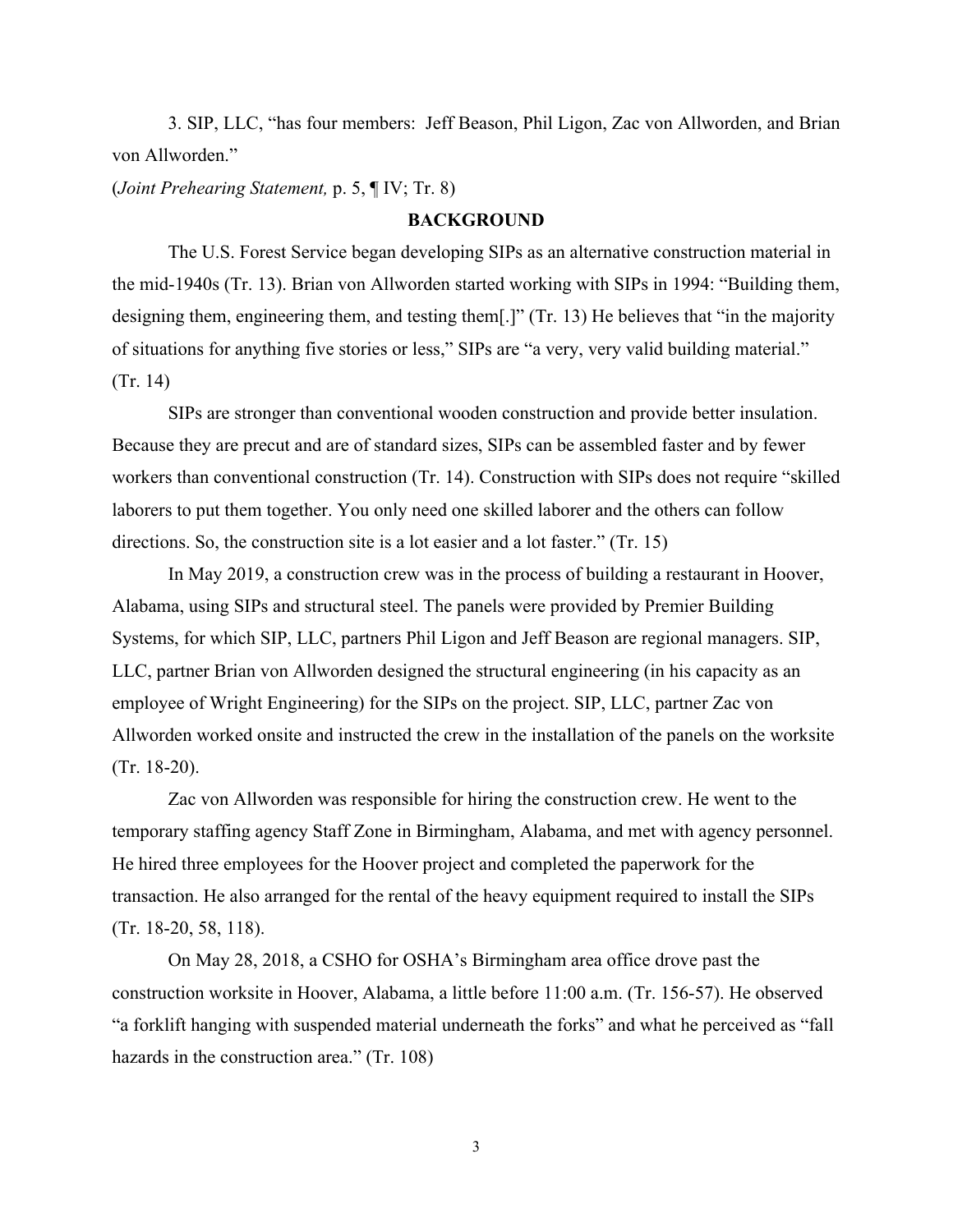3. SIP, LLC, "has four members: Jeff Beason, Phil Ligon, Zac von Allworden, and Brian von Allworden."

(*Joint Prehearing Statement,* p. 5, ¶ IV; Tr. 8)

**BACKGROUND**

The U.S. Forest Service began developing SIPs as an alternative construction material in the mid-1940s (Tr. 13). Brian von Allworden started working with SIPs in 1994: "Building them, designing them, engineering them, and testing them[.]" (Tr. 13) He believes that "in the majority of situations for anything five stories or less," SIPs are "a very, very valid building material." (Tr. 14)

SIPs are stronger than conventional wooden construction and provide better insulation. Because they are precut and are of standard sizes, SIPs can be assembled faster and by fewer workers than conventional construction (Tr. 14). Construction with SIPs does not require "skilled laborers to put them together. You only need one skilled laborer and the others can follow directions. So, the construction site is a lot easier and a lot faster." (Tr. 15)

In May 2019, a construction crew was in the process of building a restaurant in Hoover, Alabama, using SIPs and structural steel. The panels were provided by Premier Building Systems, for which SIP, LLC, partners Phil Ligon and Jeff Beason are regional managers. SIP, LLC, partner Brian von Allworden designed the structural engineering (in his capacity as an employee of Wright Engineering) for the SIPs on the project. SIP, LLC, partner Zac von Allworden worked onsite and instructed the crew in the installation of the panels on the worksite (Tr. 18-20).

Zac von Allworden was responsible for hiring the construction crew. He went to the temporary staffing agency Staff Zone in Birmingham, Alabama, and met with agency personnel. He hired three employees for the Hoover project and completed the paperwork for the transaction. He also arranged for the rental of the heavy equipment required to install the SIPs (Tr. 18-20, 58, 118).

On May 28, 2018, a CSHO for OSHA's Birmingham area office drove past the construction worksite in Hoover, Alabama, a little before 11:00 a.m. (Tr. 156-57). He observed "a forklift hanging with suspended material underneath the forks" and what he perceived as "fall hazards in the construction area." (Tr. 108)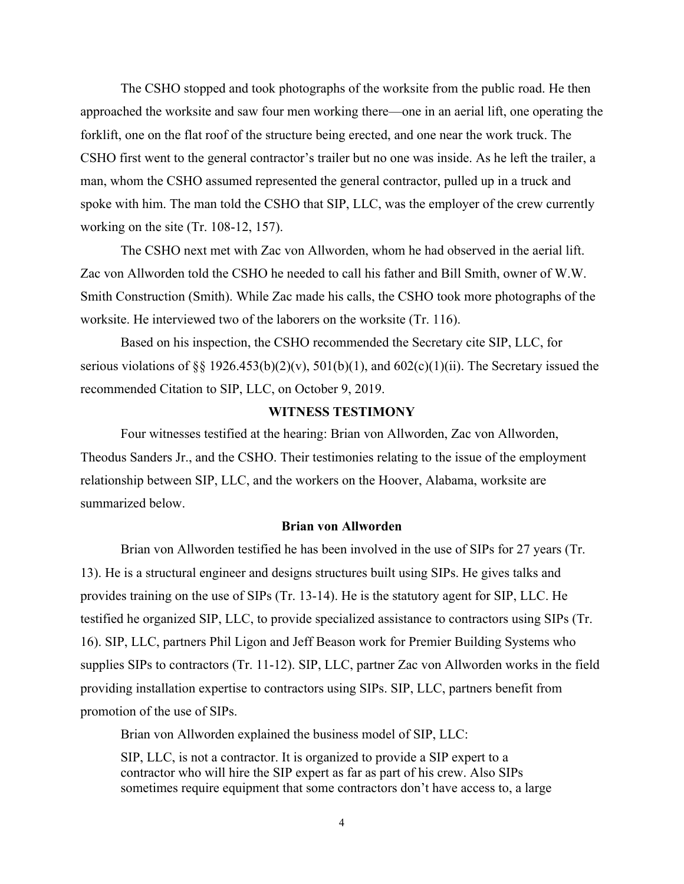The CSHO stopped and took photographs of the worksite from the public road. He then approached the worksite and saw four men working there—one in an aerial lift, one operating the forklift, one on the flat roof of the structure being erected, and one near the work truck. The CSHO first went to the general contractor's trailer but no one was inside. As he left the trailer, a man, whom the CSHO assumed represented the general contractor, pulled up in a truck and spoke with him. The man told the CSHO that SIP, LLC, was the employer of the crew currently working on the site (Tr. 108-12, 157).

The CSHO next met with Zac von Allworden, whom he had observed in the aerial lift. Zac von Allworden told the CSHO he needed to call his father and Bill Smith, owner of W.W. Smith Construction (Smith). While Zac made his calls, the CSHO took more photographs of the worksite. He interviewed two of the laborers on the worksite (Tr. 116).

Based on his inspection, the CSHO recommended the Secretary cite SIP, LLC, for serious violations of §§ 1926.453(b)(2)(v), 501(b)(1), and 602(c)(1)(ii). The Secretary issued the recommended Citation to SIP, LLC, on October 9, 2019.

## WITNESS TESTIMONY

Four witnesses testified at the hearing: Brian von Allworden, Zac von Allworden, Theodus Sanders Jr., and the CSHO. Their testimonies relating to the issue of the employment relationship between SIP, LLC, and the workers on the Hoover, Alabama, worksite are summarized below.

### Brian von Allworden

Brian von Allworden testified he has been involved in the use of SIPs for 27 years (Tr. 13). He is a structural engineer and designs structures built using SIPs. He gives talks and provides training on the use of SIPs (Tr. 13-14). He is the statutory agent for SIP, LLC. He testified he organized SIP, LLC, to provide specialized assistance to contractors using SIPs (Tr. 16). SIP, LLC, partners Phil Ligon and Jeff Beason work for Premier Building Systems who supplies SIPs to contractors (Tr. 11-12). SIP, LLC, partner Zac von Allworden works in the field providing installation expertise to contractors using SIPs. SIP, LLC, partners benefit from promotion of the use of SIPs.

Brian von Allworden explained the business model of SIP, LLC:

> SIP, LLC, is not a contractor. It is organized to provide a SIP expert to a contractor who will hire the SIP expert as far as part of his crew. Also SIPs sometimes require equipment that some contractors don't have access to, a large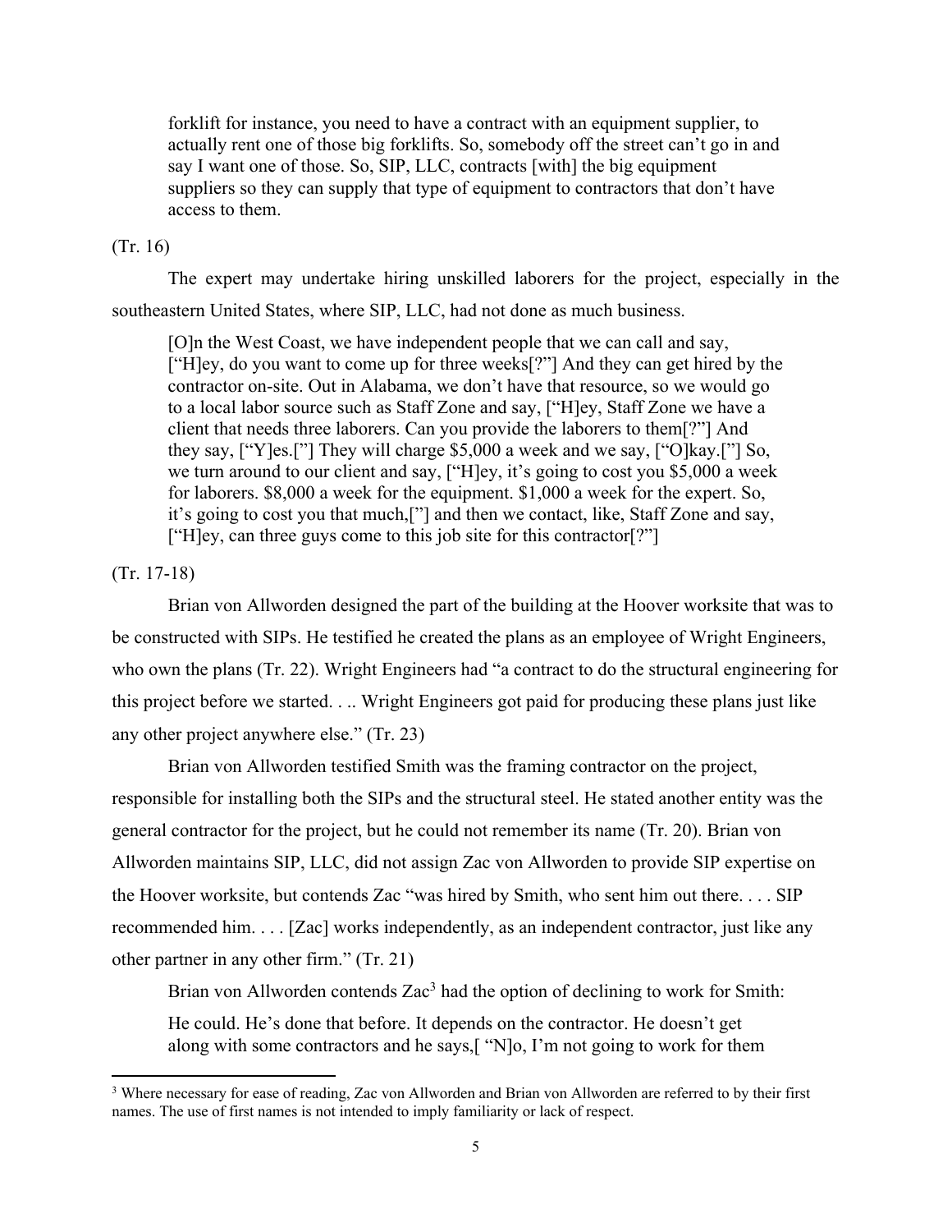> forklift for instance, you need to have a contract with an equipment supplier, to actually rent one of those big forklifts. So, somebody off the street can't go in and say I want one of those. So, SIP, LLC, contracts [with] the big equipment suppliers so they can supply that type of equipment to contractors that don't have access to them.

(Tr. 16)

The expert may undertake hiring unskilled laborers for the project, especially in the southeastern United States, where SIP, LLC, had not done as much business.

> [O]n the West Coast, we have independent people that we can call and say, ["H]ey, do you want to come up for three weeks[?"] And they can get hired by the contractor on-site. Out in Alabama, we don't have that resource, so we would go to a local labor source such as Staff Zone and say, ["H]ey, Staff Zone we have a client that needs three laborers. Can you provide the laborers to them[?"] And they say, ["Y]es.["] They will charge $5,000 a week and we say, ["O]kay.["] So, we turn around to our client and say, ["H]ey, it's going to cost you $5,000 a week for laborers. $8,000 a week for the equipment. $1,000 a week for the expert. So, it's going to cost you that much,["] and then we contact, like, Staff Zone and say, ["H]ey, can three guys come to this job site for this contractor[?"]

(Tr. 17-18)

Brian von Allworden designed the part of the building at the Hoover worksite that was to be constructed with SIPs. He testified he created the plans as an employee of Wright Engineers, who own the plans (Tr. 22). Wright Engineers had "a contract to do the structural engineering for this project before we started. . .. Wright Engineers got paid for producing these plans just like any other project anywhere else." (Tr. 23)

Brian von Allworden testified Smith was the framing contractor on the project, responsible for installing both the SIPs and the structural steel. He stated another entity was the general contractor for the project, but he could not remember its name (Tr. 20). Brian von Allworden maintains SIP, LLC, did not assign Zac von Allworden to provide SIP expertise on the Hoover worksite, but contends Zac "was hired by Smith, who sent him out there. . . . SIP recommended him. . . . [Zac] works independently, as an independent contractor, just like any other partner in any other firm." (Tr. 21)

Brian von Allworden contends Zac[3] had the option of declining to work for Smith:

> He could. He's done that before. It depends on the contractor. He doesn't get along with some contractors and he says,[ "N]o, I'm not going to work for them

---

[3] Where necessary for ease of reading, Zac von Allworden and Brian von Allworden are referred to by their first names. The use of first names is not intended to imply familiarity or lack of respect.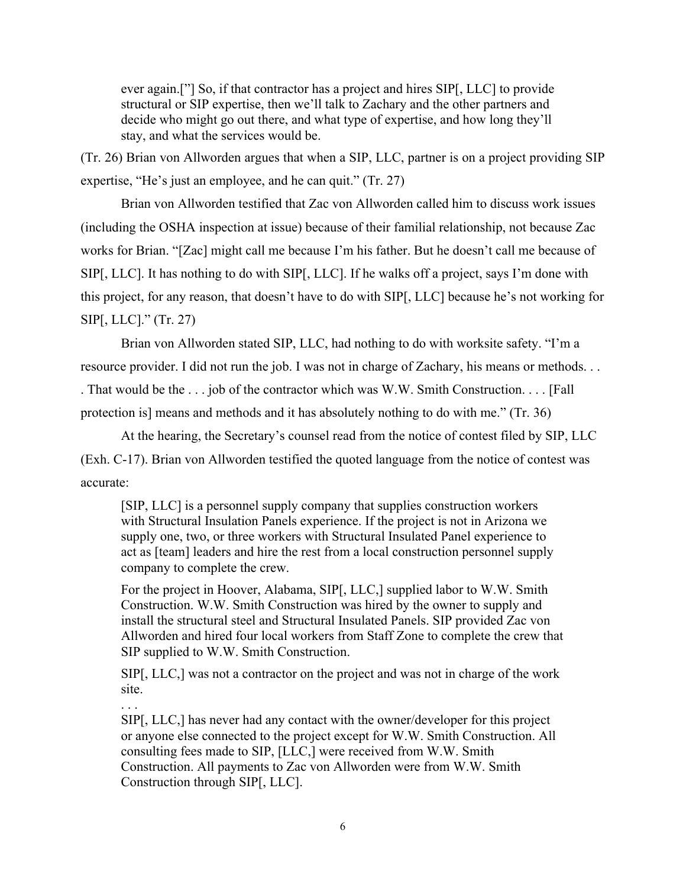> ever again.["] So, if that contractor has a project and hires SIP[, LLC] to provide structural or SIP expertise, then we'll talk to Zachary and the other partners and decide who might go out there, and what type of expertise, and how long they'll stay, and what the services would be.

(Tr. 26) Brian von Allworden argues that when a SIP, LLC, partner is on a project providing SIP expertise, "He's just an employee, and he can quit." (Tr. 27)

Brian von Allworden testified that Zac von Allworden called him to discuss work issues (including the OSHA inspection at issue) because of their familial relationship, not because Zac works for Brian. "[Zac] might call me because I'm his father. But he doesn't call me because of SIP[, LLC]. It has nothing to do with SIP[, LLC]. If he walks off a project, says I'm done with this project, for any reason, that doesn't have to do with SIP[, LLC] because he's not working for SIP[, LLC]." (Tr. 27)

Brian von Allworden stated SIP, LLC, had nothing to do with worksite safety. "I'm a resource provider. I did not run the job. I was not in charge of Zachary, his means or methods. . . . That would be the . . . job of the contractor which was W.W. Smith Construction. . . . [Fall protection is] means and methods and it has absolutely nothing to do with me." (Tr. 36)

At the hearing, the Secretary's counsel read from the notice of contest filed by SIP, LLC (Exh. C-17). Brian von Allworden testified the quoted language from the notice of contest was accurate:

> [SIP, LLC] is a personnel supply company that supplies construction workers with Structural Insulation Panels experience. If the project is not in Arizona we supply one, two, or three workers with Structural Insulated Panel experience to act as [team] leaders and hire the rest from a local construction personnel supply company to complete the crew.
>
> For the project in Hoover, Alabama, SIP[, LLC,] supplied labor to W.W. Smith Construction. W.W. Smith Construction was hired by the owner to supply and install the structural steel and Structural Insulated Panels. SIP provided Zac von Allworden and hired four local workers from Staff Zone to complete the crew that SIP supplied to W.W. Smith Construction.
>
> SIP[, LLC,] was not a contractor on the project and was not in charge of the work site.
>
> . . .
>
> SIP[, LLC,] has never had any contact with the owner/developer for this project or anyone else connected to the project except for W.W. Smith Construction. All consulting fees made to SIP, [LLC,] were received from W.W. Smith Construction. All payments to Zac von Allworden were from W.W. Smith Construction through SIP[, LLC].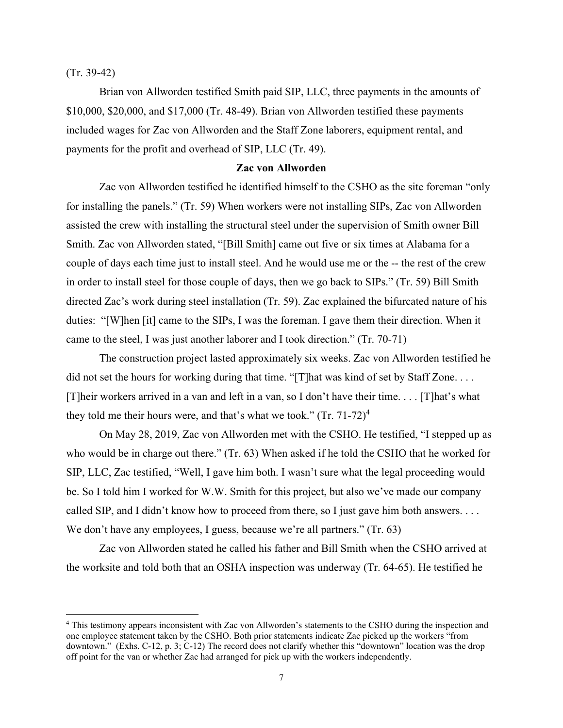(Tr. 39-42)

Brian von Allworden testified Smith paid SIP, LLC, three payments in the amounts of $10,000, $20,000, and $17,000 (Tr. 48-49). Brian von Allworden testified these payments included wages for Zac von Allworden and the Staff Zone laborers, equipment rental, and payments for the profit and overhead of SIP, LLC (Tr. 49).

**Zac von Allworden**

Zac von Allworden testified he identified himself to the CSHO as the site foreman "only for installing the panels." (Tr. 59) When workers were not installing SIPs, Zac von Allworden assisted the crew with installing the structural steel under the supervision of Smith owner Bill Smith. Zac von Allworden stated, "[Bill Smith] came out five or six times at Alabama for a couple of days each time just to install steel. And he would use me or the -- the rest of the crew in order to install steel for those couple of days, then we go back to SIPs." (Tr. 59) Bill Smith directed Zac's work during steel installation (Tr. 59). Zac explained the bifurcated nature of his duties: "[W]hen [it] came to the SIPs, I was the foreman. I gave them their direction. When it came to the steel, I was just another laborer and I took direction." (Tr. 70-71)

The construction project lasted approximately six weeks. Zac von Allworden testified he did not set the hours for working during that time. "[T]hat was kind of set by Staff Zone. . . . [T]heir workers arrived in a van and left in a van, so I don't have their time. . . . [T]hat's what they told me their hours were, and that's what we took." (Tr. 71-72)[4]

On May 28, 2019, Zac von Allworden met with the CSHO. He testified, "I stepped up as who would be in charge out there." (Tr. 63) When asked if he told the CSHO that he worked for SIP, LLC, Zac testified, "Well, I gave him both. I wasn't sure what the legal proceeding would be. So I told him I worked for W.W. Smith for this project, but also we've made our company called SIP, and I didn't know how to proceed from there, so I just gave him both answers. . . . We don't have any employees, I guess, because we're all partners." (Tr. 63)

Zac von Allworden stated he called his father and Bill Smith when the CSHO arrived at the worksite and told both that an OSHA inspection was underway (Tr. 64-65). He testified he

---

[4] This testimony appears inconsistent with Zac von Allworden's statements to the CSHO during the inspection and one employee statement taken by the CSHO. Both prior statements indicate Zac picked up the workers "from downtown." (Exhs. C-12, p. 3; C-12) The record does not clarify whether this "downtown" location was the drop off point for the van or whether Zac had arranged for pick up with the workers independently.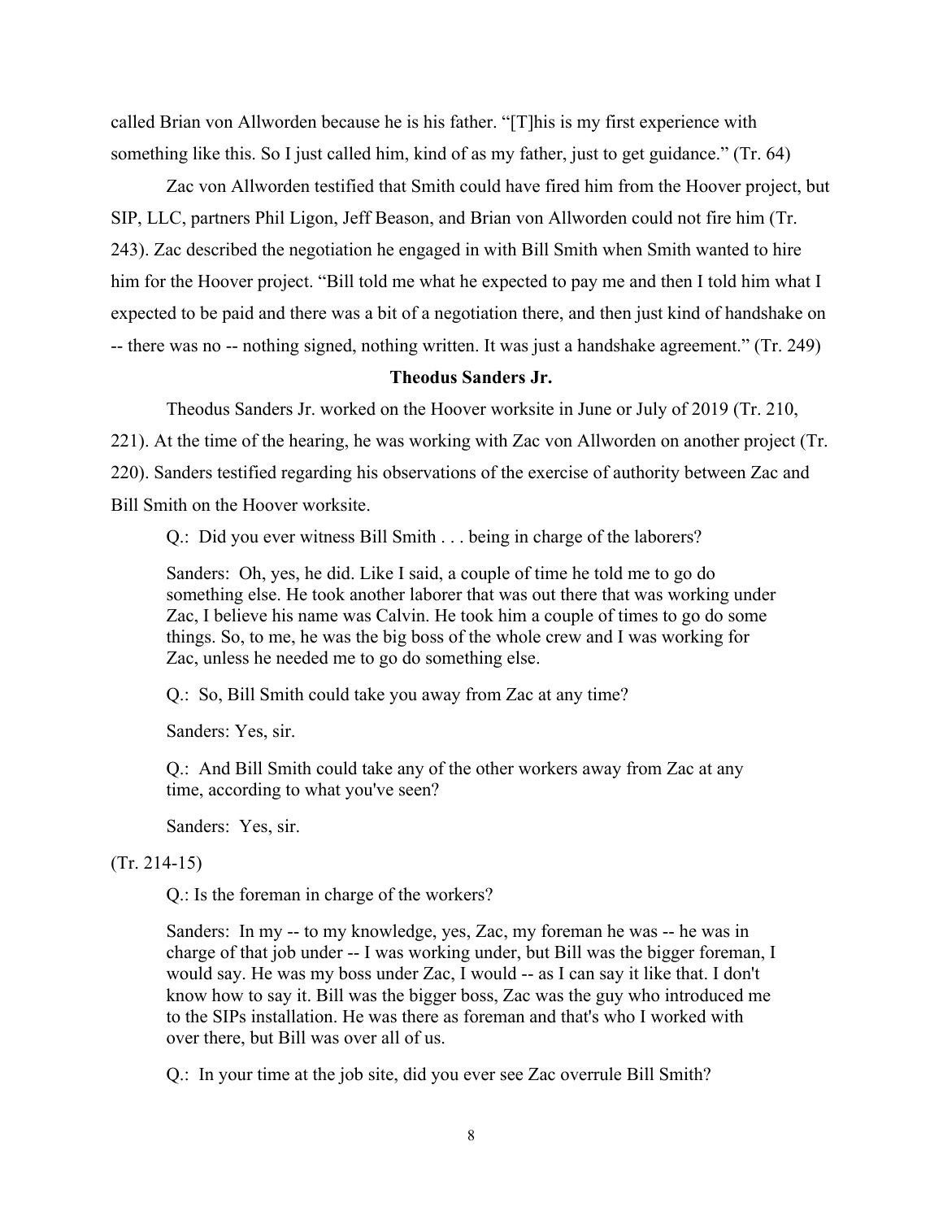called Brian von Allworden because he is his father. "[T]his is my first experience with something like this. So I just called him, kind of as my father, just to get guidance." (Tr. 64)

Zac von Allworden testified that Smith could have fired him from the Hoover project, but SIP, LLC, partners Phil Ligon, Jeff Beason, and Brian von Allworden could not fire him (Tr. 243). Zac described the negotiation he engaged in with Bill Smith when Smith wanted to hire him for the Hoover project. "Bill told me what he expected to pay me and then I told him what I expected to be paid and there was a bit of a negotiation there, and then just kind of handshake on -- there was no -- nothing signed, nothing written. It was just a handshake agreement." (Tr. 249)

**Theodus Sanders Jr.**

Theodus Sanders Jr. worked on the Hoover worksite in June or July of 2019 (Tr. 210, 221). At the time of the hearing, he was working with Zac von Allworden on another project (Tr. 220). Sanders testified regarding his observations of the exercise of authority between Zac and Bill Smith on the Hoover worksite.

> Q.: Did you ever witness Bill Smith . . . being in charge of the laborers?
>
> Sanders: Oh, yes, he did. Like I said, a couple of time he told me to go do something else. He took another laborer that was out there that was working under Zac, I believe his name was Calvin. He took him a couple of times to go do some things. So, to me, he was the big boss of the whole crew and I was working for Zac, unless he needed me to go do something else.
>
> Q.: So, Bill Smith could take you away from Zac at any time?
>
> Sanders: Yes, sir.
>
> Q.: And Bill Smith could take any of the other workers away from Zac at any time, according to what you've seen?
>
> Sanders: Yes, sir.

(Tr. 214-15)

> Q.: Is the foreman in charge of the workers?
>
> Sanders: In my -- to my knowledge, yes, Zac, my foreman he was -- he was in charge of that job under -- I was working under, but Bill was the bigger foreman, I would say. He was my boss under Zac, I would -- as I can say it like that. I don't know how to say it. Bill was the bigger boss, Zac was the guy who introduced me to the SIPs installation. He was there as foreman and that's who I worked with over there, but Bill was over all of us.
>
> Q.: In your time at the job site, did you ever see Zac overrule Bill Smith?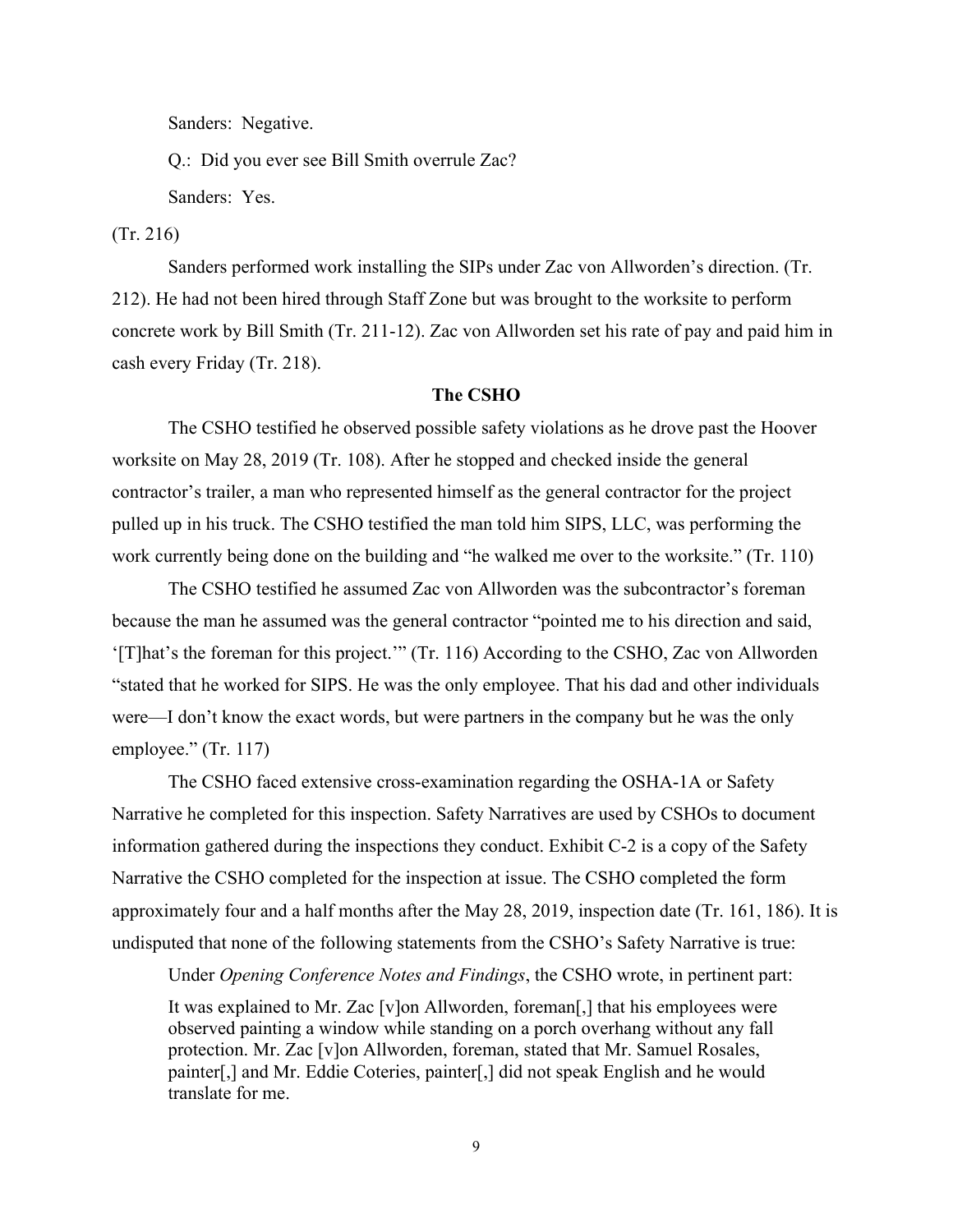Sanders: Negative.

Q.: Did you ever see Bill Smith overrule Zac?

Sanders: Yes.

(Tr. 216)

Sanders performed work installing the SIPs under Zac von Allworden's direction. (Tr. 212). He had not been hired through Staff Zone but was brought to the worksite to perform concrete work by Bill Smith (Tr. 211-12). Zac von Allworden set his rate of pay and paid him in cash every Friday (Tr. 218).

**The CSHO**

The CSHO testified he observed possible safety violations as he drove past the Hoover worksite on May 28, 2019 (Tr. 108). After he stopped and checked inside the general contractor's trailer, a man who represented himself as the general contractor for the project pulled up in his truck. The CSHO testified the man told him SIPS, LLC, was performing the work currently being done on the building and "he walked me over to the worksite." (Tr. 110)

The CSHO testified he assumed Zac von Allworden was the subcontractor's foreman because the man he assumed was the general contractor "pointed me to his direction and said, '[T]hat's the foreman for this project.'" (Tr. 116) According to the CSHO, Zac von Allworden "stated that he worked for SIPS. He was the only employee. That his dad and other individuals were—I don't know the exact words, but were partners in the company but he was the only employee." (Tr. 117)

The CSHO faced extensive cross-examination regarding the OSHA-1A or Safety Narrative he completed for this inspection. Safety Narratives are used by CSHOs to document information gathered during the inspections they conduct. Exhibit C-2 is a copy of the Safety Narrative the CSHO completed for the inspection at issue. The CSHO completed the form approximately four and a half months after the May 28, 2019, inspection date (Tr. 161, 186). It is undisputed that none of the following statements from the CSHO's Safety Narrative is true:

Under *Opening Conference Notes and Findings*, the CSHO wrote, in pertinent part:

> It was explained to Mr. Zac [v]on Allworden, foreman[,] that his employees were observed painting a window while standing on a porch overhang without any fall protection. Mr. Zac [v]on Allworden, foreman, stated that Mr. Samuel Rosales, painter[,] and Mr. Eddie Coteries, painter[,] did not speak English and he would translate for me.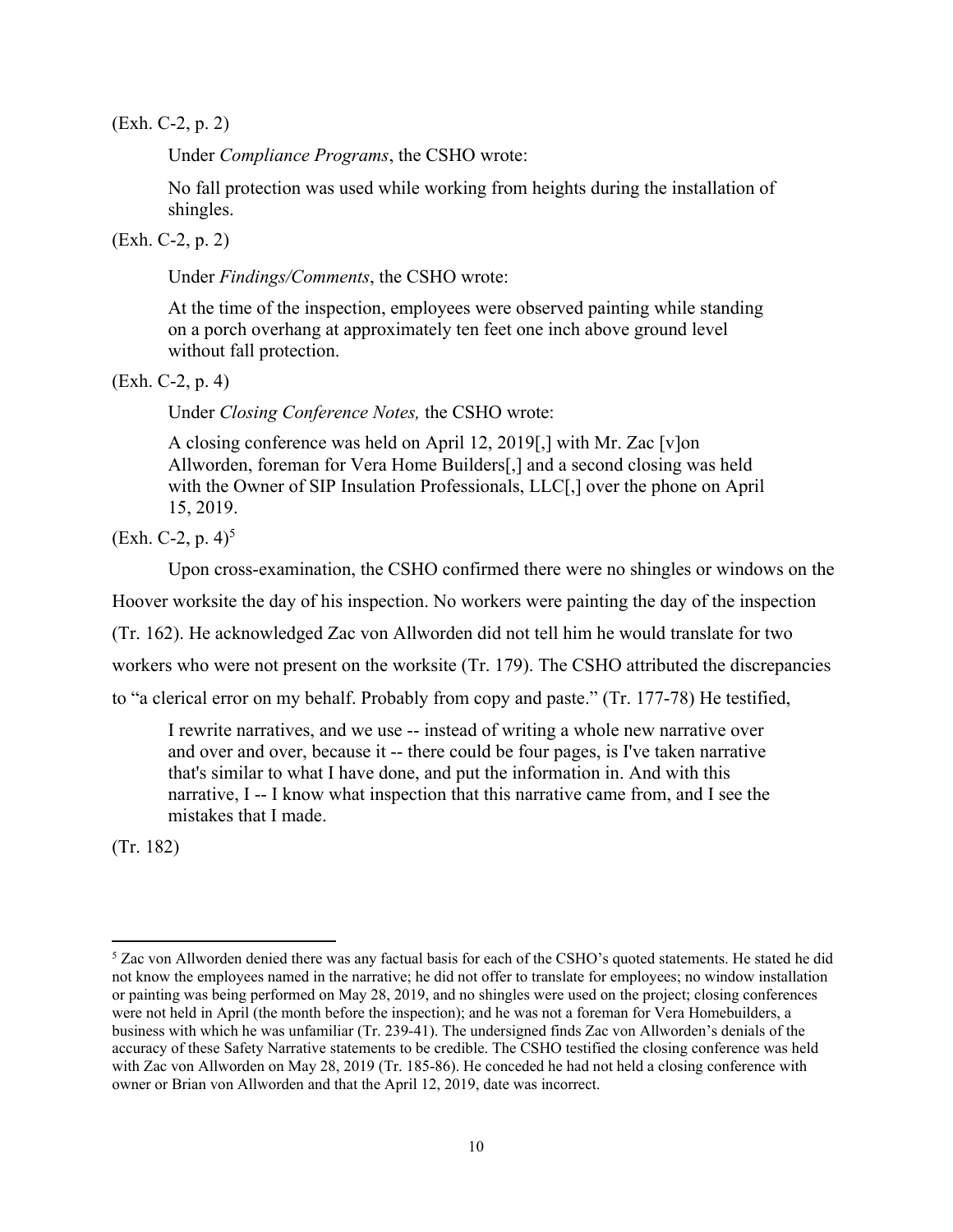(Exh. C-2, p. 2)

Under *Compliance Programs*, the CSHO wrote:

> No fall protection was used while working from heights during the installation of shingles.

(Exh. C-2, p. 2)

Under *Findings/Comments*, the CSHO wrote:

> At the time of the inspection, employees were observed painting while standing on a porch overhang at approximately ten feet one inch above ground level without fall protection.

(Exh. C-2, p. 4)

Under *Closing Conference Notes,* the CSHO wrote:

> A closing conference was held on April 12, 2019[,] with Mr. Zac [v]on Allworden, foreman for Vera Home Builders[,] and a second closing was held with the Owner of SIP Insulation Professionals, LLC[,] over the phone on April 15, 2019.

(Exh. C-2, p. 4)[5]

Upon cross-examination, the CSHO confirmed there were no shingles or windows on the Hoover worksite the day of his inspection. No workers were painting the day of the inspection (Tr. 162). He acknowledged Zac von Allworden did not tell him he would translate for two workers who were not present on the worksite (Tr. 179). The CSHO attributed the discrepancies to "a clerical error on my behalf. Probably from copy and paste." (Tr. 177-78) He testified,

> I rewrite narratives, and we use -- instead of writing a whole new narrative over and over and over, because it -- there could be four pages, is I've taken narrative that's similar to what I have done, and put the information in. And with this narrative, I -- I know what inspection that this narrative came from, and I see the mistakes that I made.

(Tr. 182)

---

[5] Zac von Allworden denied there was any factual basis for each of the CSHO's quoted statements. He stated he did not know the employees named in the narrative; he did not offer to translate for employees; no window installation or painting was being performed on May 28, 2019, and no shingles were used on the project; closing conferences were not held in April (the month before the inspection); and he was not a foreman for Vera Homebuilders, a business with which he was unfamiliar (Tr. 239-41). The undersigned finds Zac von Allworden's denials of the accuracy of these Safety Narrative statements to be credible. The CSHO testified the closing conference was held with Zac von Allworden on May 28, 2019 (Tr. 185-86). He conceded he had not held a closing conference with owner or Brian von Allworden and that the April 12, 2019, date was incorrect.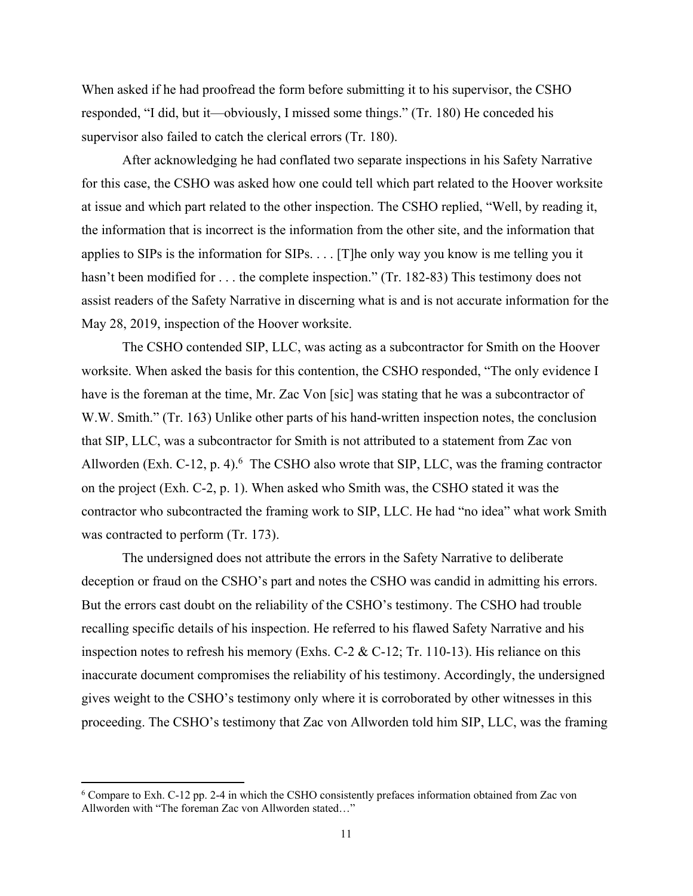When asked if he had proofread the form before submitting it to his supervisor, the CSHO responded, "I did, but it—obviously, I missed some things." (Tr. 180) He conceded his supervisor also failed to catch the clerical errors (Tr. 180).

After acknowledging he had conflated two separate inspections in his Safety Narrative for this case, the CSHO was asked how one could tell which part related to the Hoover worksite at issue and which part related to the other inspection. The CSHO replied, "Well, by reading it, the information that is incorrect is the information from the other site, and the information that applies to SIPs is the information for SIPs. . . . [T]he only way you know is me telling you it hasn't been modified for . . . the complete inspection." (Tr. 182-83) This testimony does not assist readers of the Safety Narrative in discerning what is and is not accurate information for the May 28, 2019, inspection of the Hoover worksite.

The CSHO contended SIP, LLC, was acting as a subcontractor for Smith on the Hoover worksite. When asked the basis for this contention, the CSHO responded, "The only evidence I have is the foreman at the time, Mr. Zac Von [sic] was stating that he was a subcontractor of W.W. Smith." (Tr. 163) Unlike other parts of his hand-written inspection notes, the conclusion that SIP, LLC, was a subcontractor for Smith is not attributed to a statement from Zac von Allworden (Exh. C-12, p. 4).[6] The CSHO also wrote that SIP, LLC, was the framing contractor on the project (Exh. C-2, p. 1). When asked who Smith was, the CSHO stated it was the contractor who subcontracted the framing work to SIP, LLC. He had "no idea" what work Smith was contracted to perform (Tr. 173).

The undersigned does not attribute the errors in the Safety Narrative to deliberate deception or fraud on the CSHO's part and notes the CSHO was candid in admitting his errors. But the errors cast doubt on the reliability of the CSHO's testimony. The CSHO had trouble recalling specific details of his inspection. He referred to his flawed Safety Narrative and his inspection notes to refresh his memory (Exhs. C-2 & C-12; Tr. 110-13). His reliance on this inaccurate document compromises the reliability of his testimony. Accordingly, the undersigned gives weight to the CSHO's testimony only where it is corroborated by other witnesses in this proceeding. The CSHO's testimony that Zac von Allworden told him SIP, LLC, was the framing

---

[6] Compare to Exh. C-12 pp. 2-4 in which the CSHO consistently prefaces information obtained from Zac von Allworden with "The foreman Zac von Allworden stated…"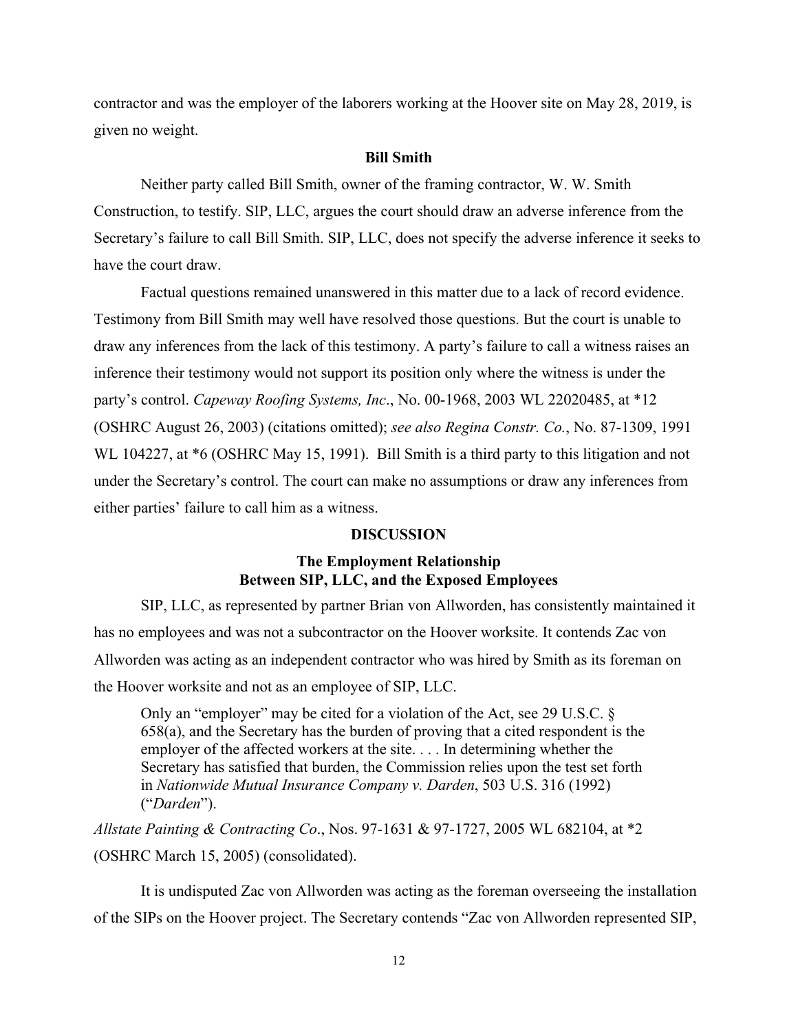contractor and was the employer of the laborers working at the Hoover site on May 28, 2019, is given no weight.

### Bill Smith

Neither party called Bill Smith, owner of the framing contractor, W. W. Smith Construction, to testify. SIP, LLC, argues the court should draw an adverse inference from the Secretary's failure to call Bill Smith. SIP, LLC, does not specify the adverse inference it seeks to have the court draw.

Factual questions remained unanswered in this matter due to a lack of record evidence. Testimony from Bill Smith may well have resolved those questions. But the court is unable to draw any inferences from the lack of this testimony. A party's failure to call a witness raises an inference their testimony would not support its position only where the witness is under the party's control. *Capeway Roofing Systems, Inc*., No. 00-1968, 2003 WL 22020485, at *12 (OSHRC August 26, 2003) (citations omitted); *see also Regina Constr. Co.*, No. 87-1309, 1991 WL 104227, at *6 (OSHRC May 15, 1991). Bill Smith is a third party to this litigation and not under the Secretary's control. The court can make no assumptions or draw any inferences from either parties' failure to call him as a witness.

## DISCUSSION

### The Employment Relationship Between SIP, LLC, and the Exposed Employees

SIP, LLC, as represented by partner Brian von Allworden, has consistently maintained it has no employees and was not a subcontractor on the Hoover worksite. It contends Zac von Allworden was acting as an independent contractor who was hired by Smith as its foreman on the Hoover worksite and not as an employee of SIP, LLC.

> Only an "employer" may be cited for a violation of the Act, see 29 U.S.C. § 658(a), and the Secretary has the burden of proving that a cited respondent is the employer of the affected workers at the site. . . . In determining whether the Secretary has satisfied that burden, the Commission relies upon the test set forth in *Nationwide Mutual Insurance Company v. Darden*, 503 U.S. 316 (1992) ("*Darden*").

*Allstate Painting & Contracting Co*., Nos. 97-1631 & 97-1727, 2005 WL 682104, at *2 (OSHRC March 15, 2005) (consolidated).

It is undisputed Zac von Allworden was acting as the foreman overseeing the installation of the SIPs on the Hoover project. The Secretary contends "Zac von Allworden represented SIP,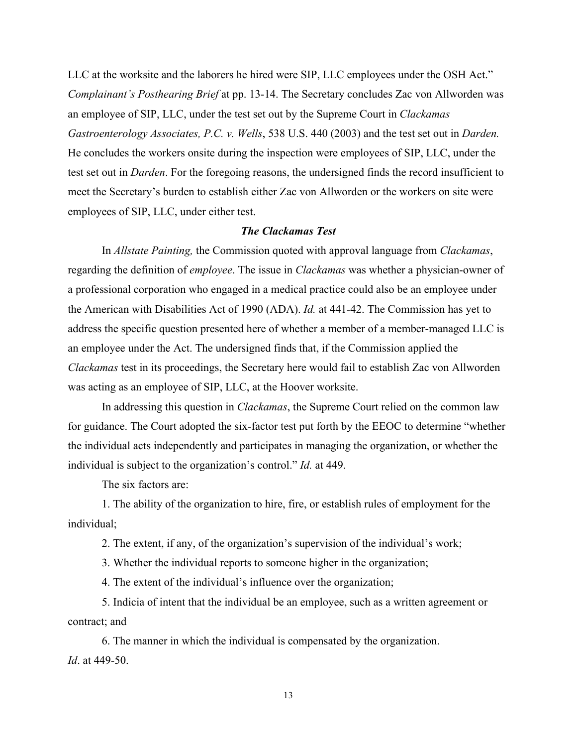LLC at the worksite and the laborers he hired were SIP, LLC employees under the OSH Act." *Complainant's Posthearing Brief* at pp. 13-14. The Secretary concludes Zac von Allworden was an employee of SIP, LLC, under the test set out by the Supreme Court in *Clackamas Gastroenterology Associates, P.C. v. Wells*, 538 U.S. 440 (2003) and the test set out in *Darden.* He concludes the workers onsite during the inspection were employees of SIP, LLC, under the test set out in *Darden*. For the foregoing reasons, the undersigned finds the record insufficient to meet the Secretary's burden to establish either Zac von Allworden or the workers on site were employees of SIP, LLC, under either test.

### *The Clackamas Test*

In *Allstate Painting,* the Commission quoted with approval language from *Clackamas*, regarding the definition of *employee*. The issue in *Clackamas* was whether a physician-owner of a professional corporation who engaged in a medical practice could also be an employee under the American with Disabilities Act of 1990 (ADA). *Id.* at 441-42. The Commission has yet to address the specific question presented here of whether a member of a member-managed LLC is an employee under the Act. The undersigned finds that, if the Commission applied the *Clackamas* test in its proceedings, the Secretary here would fail to establish Zac von Allworden was acting as an employee of SIP, LLC, at the Hoover worksite.

In addressing this question in *Clackamas*, the Supreme Court relied on the common law for guidance. The Court adopted the six-factor test put forth by the EEOC to determine "whether the individual acts independently and participates in managing the organization, or whether the individual is subject to the organization's control." *Id.* at 449.

The six factors are:

1. The ability of the organization to hire, fire, or establish rules of employment for the individual;

2. The extent, if any, of the organization's supervision of the individual's work;

3. Whether the individual reports to someone higher in the organization;

4. The extent of the individual's influence over the organization;

5. Indicia of intent that the individual be an employee, such as a written agreement or contract; and

6. The manner in which the individual is compensated by the organization.

*Id*. at 449-50.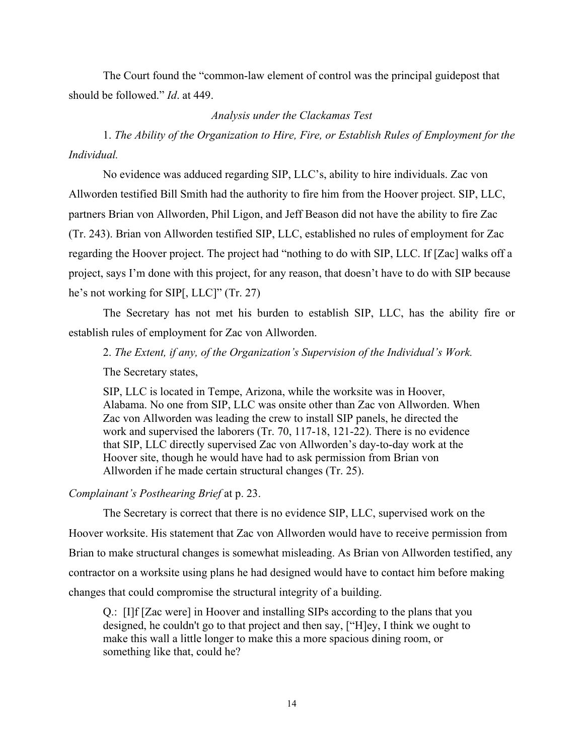The Court found the "common-law element of control was the principal guidepost that should be followed." *Id*. at 449.

*Analysis under the Clackamas Test*

1. *The Ability of the Organization to Hire, Fire, or Establish Rules of Employment for the Individual.*

No evidence was adduced regarding SIP, LLC's, ability to hire individuals. Zac von Allworden testified Bill Smith had the authority to fire him from the Hoover project. SIP, LLC, partners Brian von Allworden, Phil Ligon, and Jeff Beason did not have the ability to fire Zac (Tr. 243). Brian von Allworden testified SIP, LLC, established no rules of employment for Zac regarding the Hoover project. The project had "nothing to do with SIP, LLC. If [Zac] walks off a project, says I'm done with this project, for any reason, that doesn't have to do with SIP because he's not working for SIP[, LLC]" (Tr. 27)

The Secretary has not met his burden to establish SIP, LLC, has the ability fire or establish rules of employment for Zac von Allworden.

2. *The Extent, if any, of the Organization's Supervision of the Individual's Work.*

The Secretary states,

> SIP, LLC is located in Tempe, Arizona, while the worksite was in Hoover, Alabama. No one from SIP, LLC was onsite other than Zac von Allworden. When Zac von Allworden was leading the crew to install SIP panels, he directed the work and supervised the laborers (Tr. 70, 117-18, 121-22). There is no evidence that SIP, LLC directly supervised Zac von Allworden's day-to-day work at the Hoover site, though he would have had to ask permission from Brian von Allworden if he made certain structural changes (Tr. 25).

*Complainant's Posthearing Brief* at p. 23.

The Secretary is correct that there is no evidence SIP, LLC, supervised work on the Hoover worksite. His statement that Zac von Allworden would have to receive permission from Brian to make structural changes is somewhat misleading. As Brian von Allworden testified, any contractor on a worksite using plans he had designed would have to contact him before making changes that could compromise the structural integrity of a building.

> Q.: [I]f [Zac were] in Hoover and installing SIPs according to the plans that you designed, he couldn't go to that project and then say, ["H]ey, I think we ought to make this wall a little longer to make this a more spacious dining room, or something like that, could he?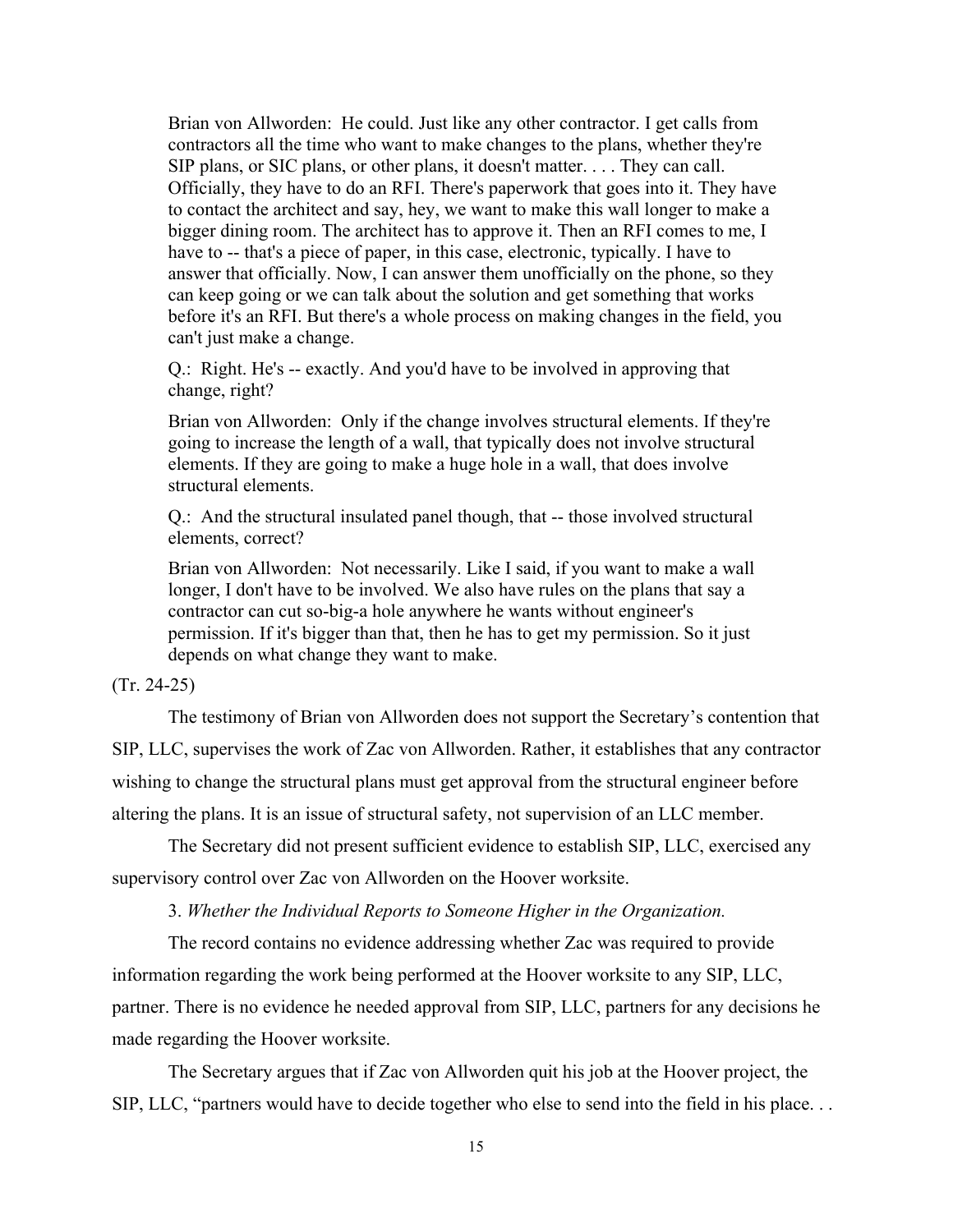> Brian von Allworden: He could. Just like any other contractor. I get calls from contractors all the time who want to make changes to the plans, whether they're SIP plans, or SIC plans, or other plans, it doesn't matter. . . . They can call. Officially, they have to do an RFI. There's paperwork that goes into it. They have to contact the architect and say, hey, we want to make this wall longer to make a bigger dining room. The architect has to approve it. Then an RFI comes to me, I have to -- that's a piece of paper, in this case, electronic, typically. I have to answer that officially. Now, I can answer them unofficially on the phone, so they can keep going or we can talk about the solution and get something that works before it's an RFI. But there's a whole process on making changes in the field, you can't just make a change.
>
> Q.: Right. He's -- exactly. And you'd have to be involved in approving that change, right?
>
> Brian von Allworden: Only if the change involves structural elements. If they're going to increase the length of a wall, that typically does not involve structural elements. If they are going to make a huge hole in a wall, that does involve structural elements.
>
> Q.: And the structural insulated panel though, that -- those involved structural elements, correct?
>
> Brian von Allworden: Not necessarily. Like I said, if you want to make a wall longer, I don't have to be involved. We also have rules on the plans that say a contractor can cut so-big-a hole anywhere he wants without engineer's permission. If it's bigger than that, then he has to get my permission. So it just depends on what change they want to make.

(Tr. 24-25)

The testimony of Brian von Allworden does not support the Secretary's contention that SIP, LLC, supervises the work of Zac von Allworden. Rather, it establishes that any contractor wishing to change the structural plans must get approval from the structural engineer before altering the plans. It is an issue of structural safety, not supervision of an LLC member.

The Secretary did not present sufficient evidence to establish SIP, LLC, exercised any supervisory control over Zac von Allworden on the Hoover worksite.

3. *Whether the Individual Reports to Someone Higher in the Organization.*

The record contains no evidence addressing whether Zac was required to provide information regarding the work being performed at the Hoover worksite to any SIP, LLC, partner. There is no evidence he needed approval from SIP, LLC, partners for any decisions he made regarding the Hoover worksite.

The Secretary argues that if Zac von Allworden quit his job at the Hoover project, the SIP, LLC, "partners would have to decide together who else to send into the field in his place. . .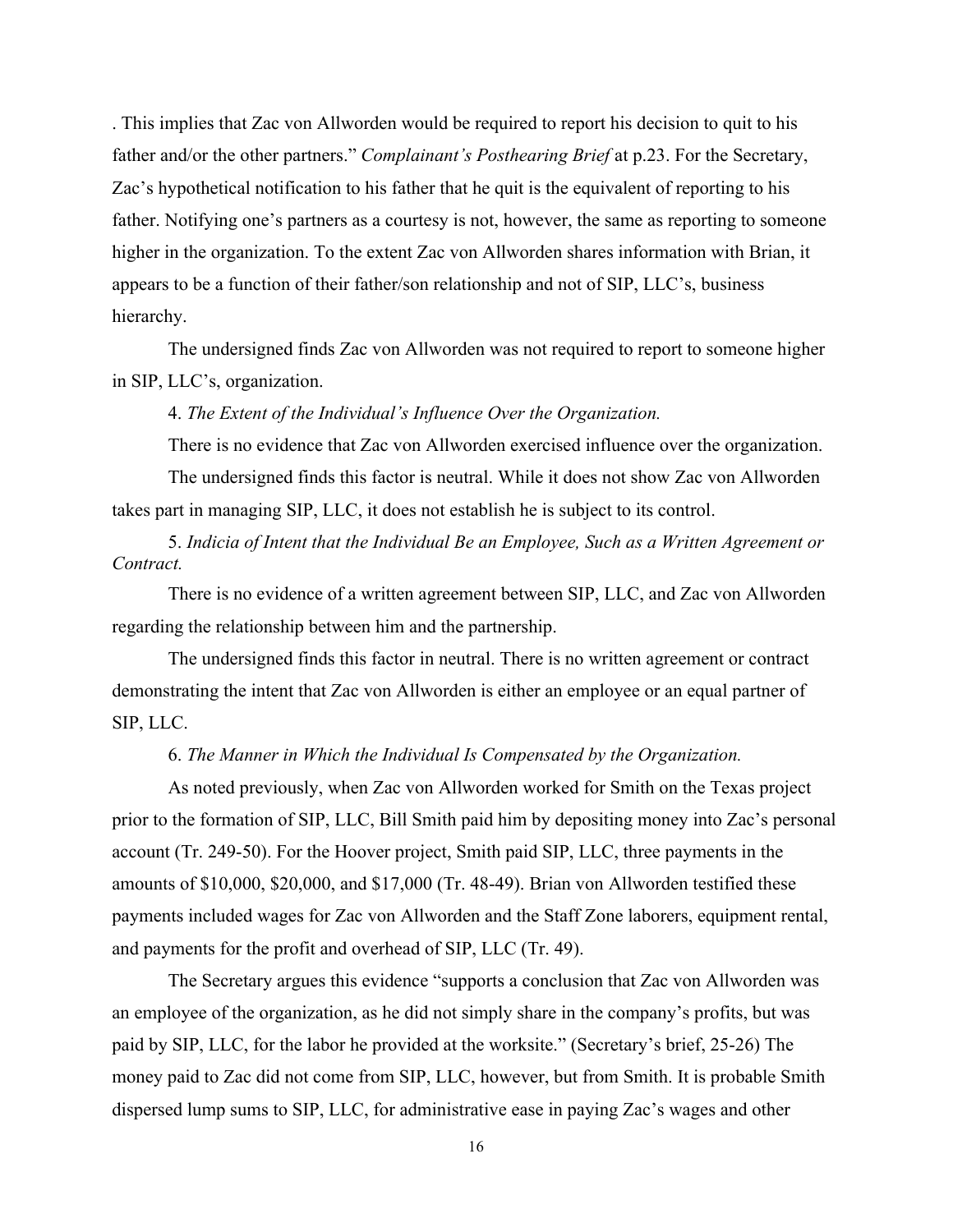. This implies that Zac von Allworden would be required to report his decision to quit to his father and/or the other partners." *Complainant's Posthearing Brief* at p.23. For the Secretary, Zac's hypothetical notification to his father that he quit is the equivalent of reporting to his father. Notifying one's partners as a courtesy is not, however, the same as reporting to someone higher in the organization. To the extent Zac von Allworden shares information with Brian, it appears to be a function of their father/son relationship and not of SIP, LLC's, business hierarchy.

The undersigned finds Zac von Allworden was not required to report to someone higher in SIP, LLC's, organization.

4. *The Extent of the Individual's Influence Over the Organization.*

There is no evidence that Zac von Allworden exercised influence over the organization.

The undersigned finds this factor is neutral. While it does not show Zac von Allworden takes part in managing SIP, LLC, it does not establish he is subject to its control.

5. *Indicia of Intent that the Individual Be an Employee, Such as a Written Agreement or Contract.*

There is no evidence of a written agreement between SIP, LLC, and Zac von Allworden regarding the relationship between him and the partnership.

The undersigned finds this factor in neutral. There is no written agreement or contract demonstrating the intent that Zac von Allworden is either an employee or an equal partner of SIP, LLC.

6. *The Manner in Which the Individual Is Compensated by the Organization.*

As noted previously, when Zac von Allworden worked for Smith on the Texas project prior to the formation of SIP, LLC, Bill Smith paid him by depositing money into Zac's personal account (Tr. 249-50). For the Hoover project, Smith paid SIP, LLC, three payments in the amounts of \$10,000, \$20,000, and \$17,000 (Tr. 48-49). Brian von Allworden testified these payments included wages for Zac von Allworden and the Staff Zone laborers, equipment rental, and payments for the profit and overhead of SIP, LLC (Tr. 49).

The Secretary argues this evidence "supports a conclusion that Zac von Allworden was an employee of the organization, as he did not simply share in the company's profits, but was paid by SIP, LLC, for the labor he provided at the worksite." (Secretary's brief, 25-26) The money paid to Zac did not come from SIP, LLC, however, but from Smith. It is probable Smith dispersed lump sums to SIP, LLC, for administrative ease in paying Zac's wages and other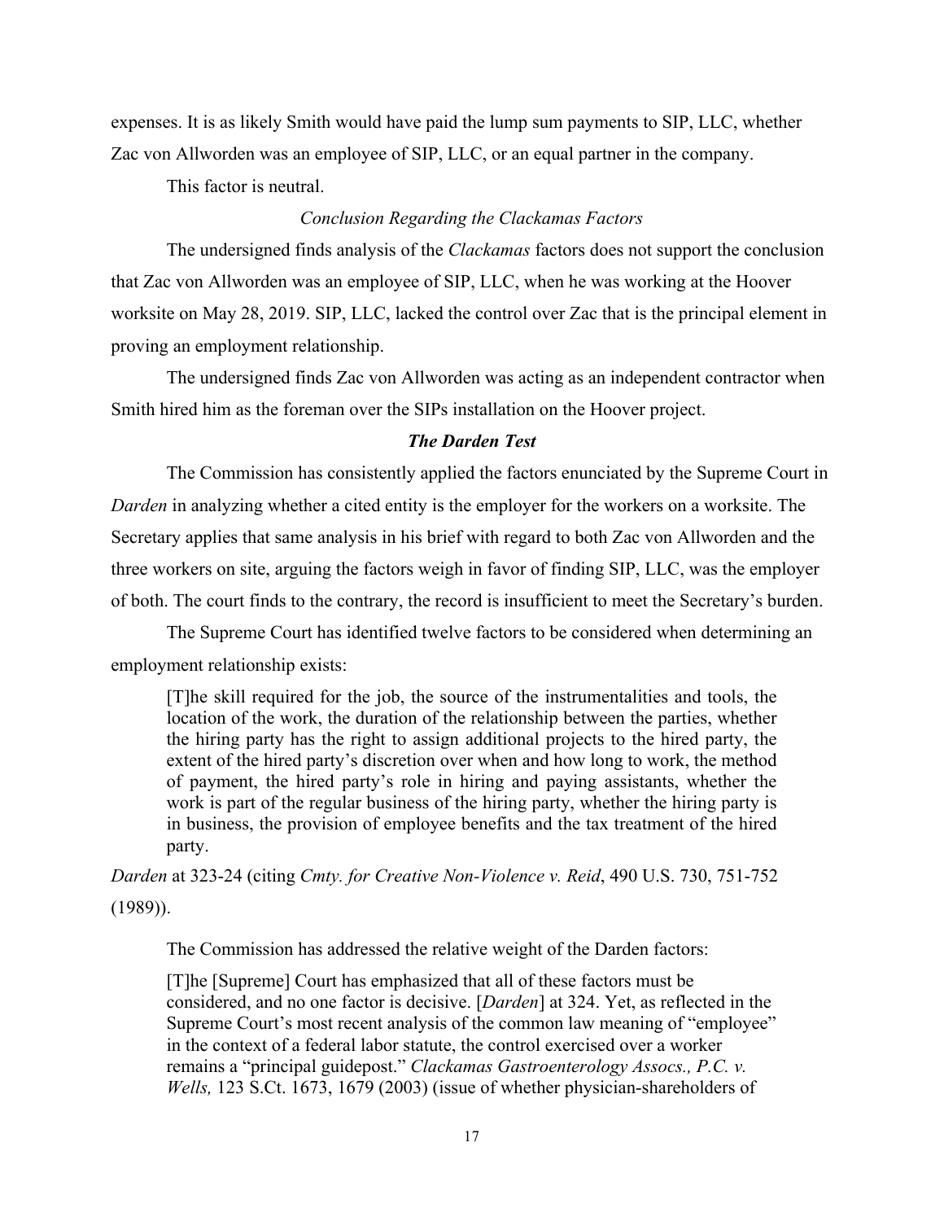expenses. It is as likely Smith would have paid the lump sum payments to SIP, LLC, whether Zac von Allworden was an employee of SIP, LLC, or an equal partner in the company.

This factor is neutral.

*Conclusion Regarding the Clackamas Factors*

The undersigned finds analysis of the *Clackamas* factors does not support the conclusion that Zac von Allworden was an employee of SIP, LLC, when he was working at the Hoover worksite on May 28, 2019. SIP, LLC, lacked the control over Zac that is the principal element in proving an employment relationship.

The undersigned finds Zac von Allworden was acting as an independent contractor when Smith hired him as the foreman over the SIPs installation on the Hoover project.

***The Darden Test***

The Commission has consistently applied the factors enunciated by the Supreme Court in *Darden* in analyzing whether a cited entity is the employer for the workers on a worksite. The Secretary applies that same analysis in his brief with regard to both Zac von Allworden and the three workers on site, arguing the factors weigh in favor of finding SIP, LLC, was the employer of both. The court finds to the contrary, the record is insufficient to meet the Secretary's burden.

The Supreme Court has identified twelve factors to be considered when determining an employment relationship exists:

> [T]he skill required for the job, the source of the instrumentalities and tools, the location of the work, the duration of the relationship between the parties, whether the hiring party has the right to assign additional projects to the hired party, the extent of the hired party's discretion over when and how long to work, the method of payment, the hired party's role in hiring and paying assistants, whether the work is part of the regular business of the hiring party, whether the hiring party is in business, the provision of employee benefits and the tax treatment of the hired party.

*Darden* at 323-24 (citing *Cmty. for Creative Non-Violence v. Reid*, 490 U.S. 730, 751-752 (1989)).

The Commission has addressed the relative weight of the Darden factors:

> [T]he [Supreme] Court has emphasized that all of these factors must be considered, and no one factor is decisive. [*Darden*] at 324. Yet, as reflected in the Supreme Court's most recent analysis of the common law meaning of "employee" in the context of a federal labor statute, the control exercised over a worker remains a "principal guidepost." *Clackamas Gastroenterology Assocs., P.C. v. Wells,* 123 S.Ct. 1673, 1679 (2003) (issue of whether physician-shareholders of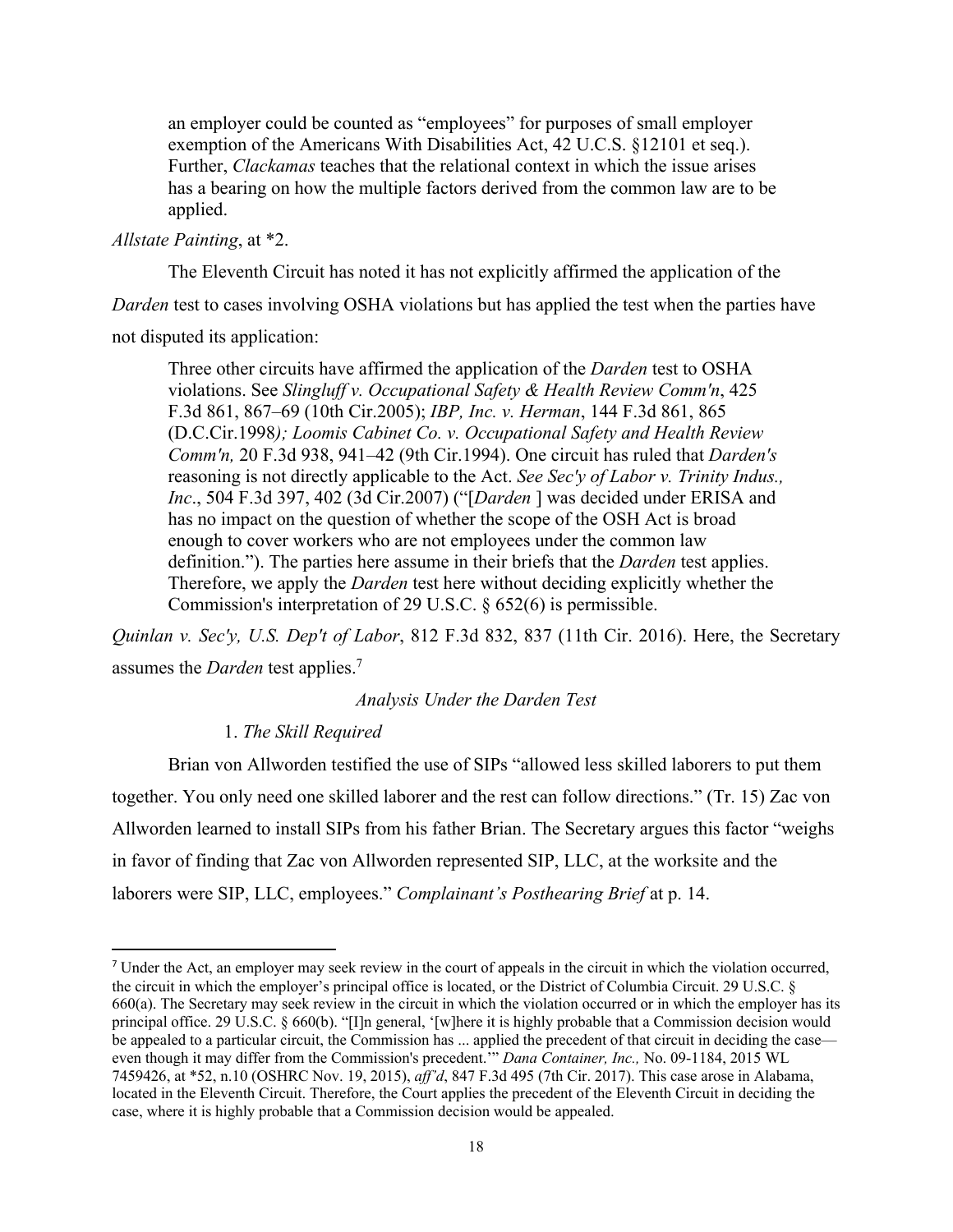> an employer could be counted as "employees" for purposes of small employer exemption of the Americans With Disabilities Act, 42 U.C.S. §12101 et seq.). Further, *Clackamas* teaches that the relational context in which the issue arises has a bearing on how the multiple factors derived from the common law are to be applied.

*Allstate Painting*, at *2.

The Eleventh Circuit has noted it has not explicitly affirmed the application of the *Darden* test to cases involving OSHA violations but has applied the test when the parties have not disputed its application:

> Three other circuits have affirmed the application of the *Darden* test to OSHA violations. See *Slingluff v. Occupational Safety & Health Review Comm'n*, 425 F.3d 861, 867–69 (10th Cir.2005); *IBP, Inc. v. Herman*, 144 F.3d 861, 865 (D.C.Cir.1998); *Loomis Cabinet Co. v. Occupational Safety and Health Review Comm'n,* 20 F.3d 938, 941–42 (9th Cir.1994). One circuit has ruled that *Darden's* reasoning is not directly applicable to the Act. *See Sec'y of Labor v. Trinity Indus., Inc*., 504 F.3d 397, 402 (3d Cir.2007) ("[*Darden* ] was decided under ERISA and has no impact on the question of whether the scope of the OSH Act is broad enough to cover workers who are not employees under the common law definition."). The parties here assume in their briefs that the *Darden* test applies. Therefore, we apply the *Darden* test here without deciding explicitly whether the Commission's interpretation of 29 U.S.C. § 652(6) is permissible.

*Quinlan v. Sec'y, U.S. Dep't of Labor*, 812 F.3d 832, 837 (11th Cir. 2016). Here, the Secretary assumes the *Darden* test applies.[7]

*Analysis Under the Darden Test*

1. *The Skill Required*

Brian von Allworden testified the use of SIPs "allowed less skilled laborers to put them together. You only need one skilled laborer and the rest can follow directions." (Tr. 15) Zac von Allworden learned to install SIPs from his father Brian. The Secretary argues this factor "weighs in favor of finding that Zac von Allworden represented SIP, LLC, at the worksite and the laborers were SIP, LLC, employees." *Complainant's Posthearing Brief* at p. 14.

---

[7] Under the Act, an employer may seek review in the court of appeals in the circuit in which the violation occurred, the circuit in which the employer's principal office is located, or the District of Columbia Circuit. 29 U.S.C. § 660(a). The Secretary may seek review in the circuit in which the violation occurred or in which the employer has its principal office. 29 U.S.C. § 660(b). "[I]n general, '[w]here it is highly probable that a Commission decision would be appealed to a particular circuit, the Commission has ... applied the precedent of that circuit in deciding the case—even though it may differ from the Commission's precedent.'" *Dana Container, Inc.,* No. 09-1184, 2015 WL 7459426, at *52, n.10 (OSHRC Nov. 19, 2015), *aff'd*, 847 F.3d 495 (7th Cir. 2017). This case arose in Alabama, located in the Eleventh Circuit. Therefore, the Court applies the precedent of the Eleventh Circuit in deciding the case, where it is highly probable that a Commission decision would be appealed.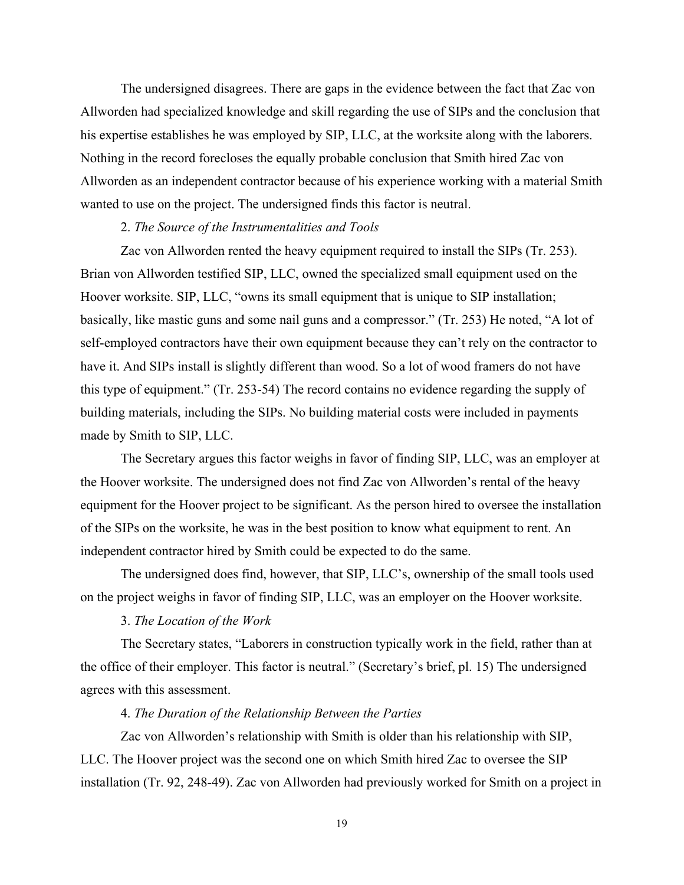The undersigned disagrees. There are gaps in the evidence between the fact that Zac von Allworden had specialized knowledge and skill regarding the use of SIPs and the conclusion that his expertise establishes he was employed by SIP, LLC, at the worksite along with the laborers. Nothing in the record forecloses the equally probable conclusion that Smith hired Zac von Allworden as an independent contractor because of his experience working with a material Smith wanted to use on the project. The undersigned finds this factor is neutral.

2. *The Source of the Instrumentalities and Tools*

Zac von Allworden rented the heavy equipment required to install the SIPs (Tr. 253). Brian von Allworden testified SIP, LLC, owned the specialized small equipment used on the Hoover worksite. SIP, LLC, "owns its small equipment that is unique to SIP installation; basically, like mastic guns and some nail guns and a compressor." (Tr. 253) He noted, "A lot of self-employed contractors have their own equipment because they can't rely on the contractor to have it. And SIPs install is slightly different than wood. So a lot of wood framers do not have this type of equipment." (Tr. 253-54) The record contains no evidence regarding the supply of building materials, including the SIPs. No building material costs were included in payments made by Smith to SIP, LLC.

The Secretary argues this factor weighs in favor of finding SIP, LLC, was an employer at the Hoover worksite. The undersigned does not find Zac von Allworden's rental of the heavy equipment for the Hoover project to be significant. As the person hired to oversee the installation of the SIPs on the worksite, he was in the best position to know what equipment to rent. An independent contractor hired by Smith could be expected to do the same.

The undersigned does find, however, that SIP, LLC's, ownership of the small tools used on the project weighs in favor of finding SIP, LLC, was an employer on the Hoover worksite.

3. *The Location of the Work*

The Secretary states, "Laborers in construction typically work in the field, rather than at the office of their employer. This factor is neutral." (Secretary's brief, pl. 15) The undersigned agrees with this assessment.

4. *The Duration of the Relationship Between the Parties*

Zac von Allworden's relationship with Smith is older than his relationship with SIP, LLC. The Hoover project was the second one on which Smith hired Zac to oversee the SIP installation (Tr. 92, 248-49). Zac von Allworden had previously worked for Smith on a project in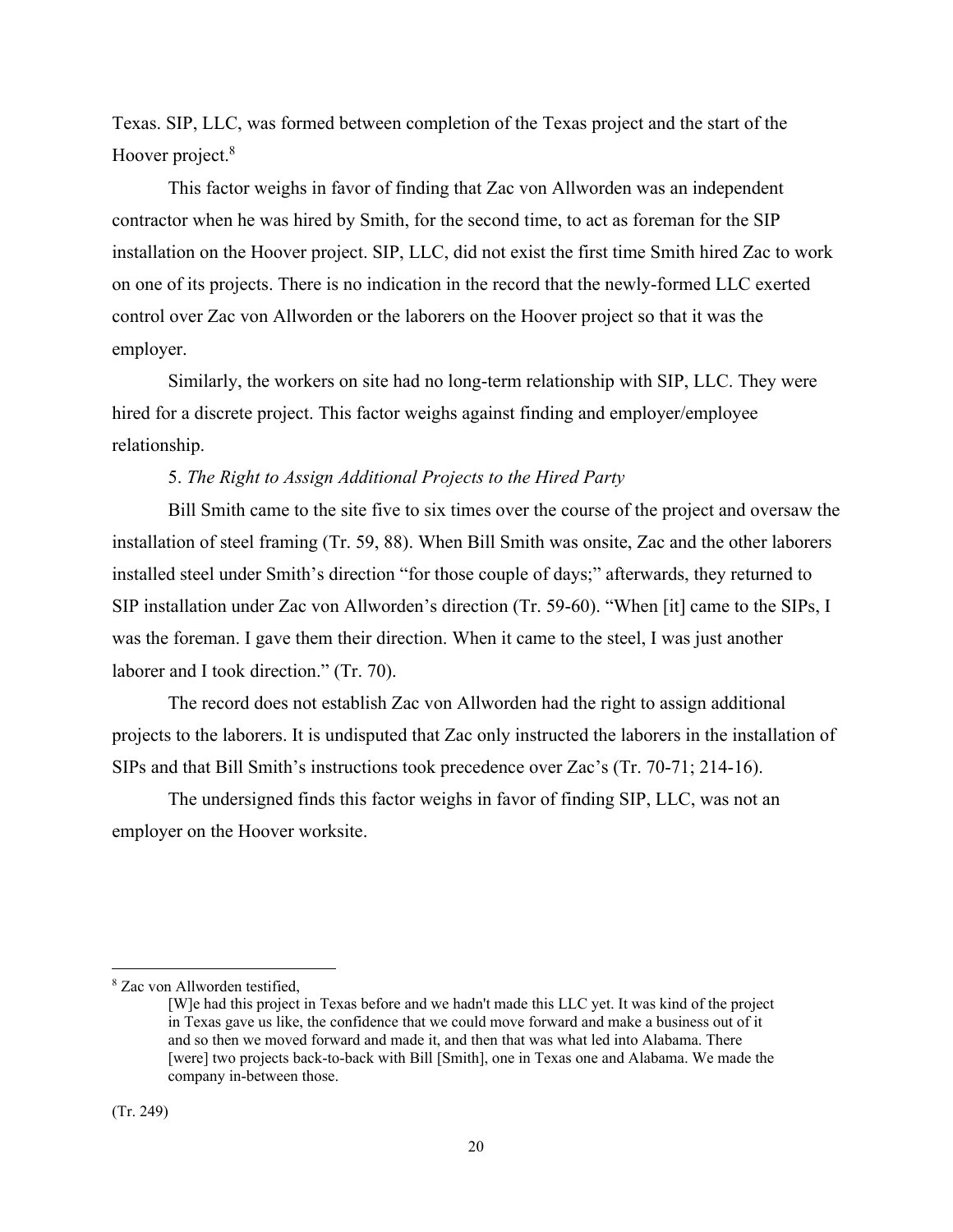Texas. SIP, LLC, was formed between completion of the Texas project and the start of the Hoover project.[8]

This factor weighs in favor of finding that Zac von Allworden was an independent contractor when he was hired by Smith, for the second time, to act as foreman for the SIP installation on the Hoover project. SIP, LLC, did not exist the first time Smith hired Zac to work on one of its projects. There is no indication in the record that the newly-formed LLC exerted control over Zac von Allworden or the laborers on the Hoover project so that it was the employer.

Similarly, the workers on site had no long-term relationship with SIP, LLC. They were hired for a discrete project. This factor weighs against finding and employer/employee relationship.

5. *The Right to Assign Additional Projects to the Hired Party*

Bill Smith came to the site five to six times over the course of the project and oversaw the installation of steel framing (Tr. 59, 88). When Bill Smith was onsite, Zac and the other laborers installed steel under Smith's direction "for those couple of days;" afterwards, they returned to SIP installation under Zac von Allworden's direction (Tr. 59-60). "When [it] came to the SIPs, I was the foreman. I gave them their direction. When it came to the steel, I was just another laborer and I took direction." (Tr. 70).

The record does not establish Zac von Allworden had the right to assign additional projects to the laborers. It is undisputed that Zac only instructed the laborers in the installation of SIPs and that Bill Smith's instructions took precedence over Zac's (Tr. 70-71; 214-16).

The undersigned finds this factor weighs in favor of finding SIP, LLC, was not an employer on the Hoover worksite.

---

[8] Zac von Allworden testified,

> [W]e had this project in Texas before and we hadn't made this LLC yet. It was kind of the project in Texas gave us like, the confidence that we could move forward and make a business out of it and so then we moved forward and made it, and then that was what led into Alabama. There [were] two projects back-to-back with Bill [Smith], one in Texas one and Alabama. We made the company in-between those.

(Tr. 249)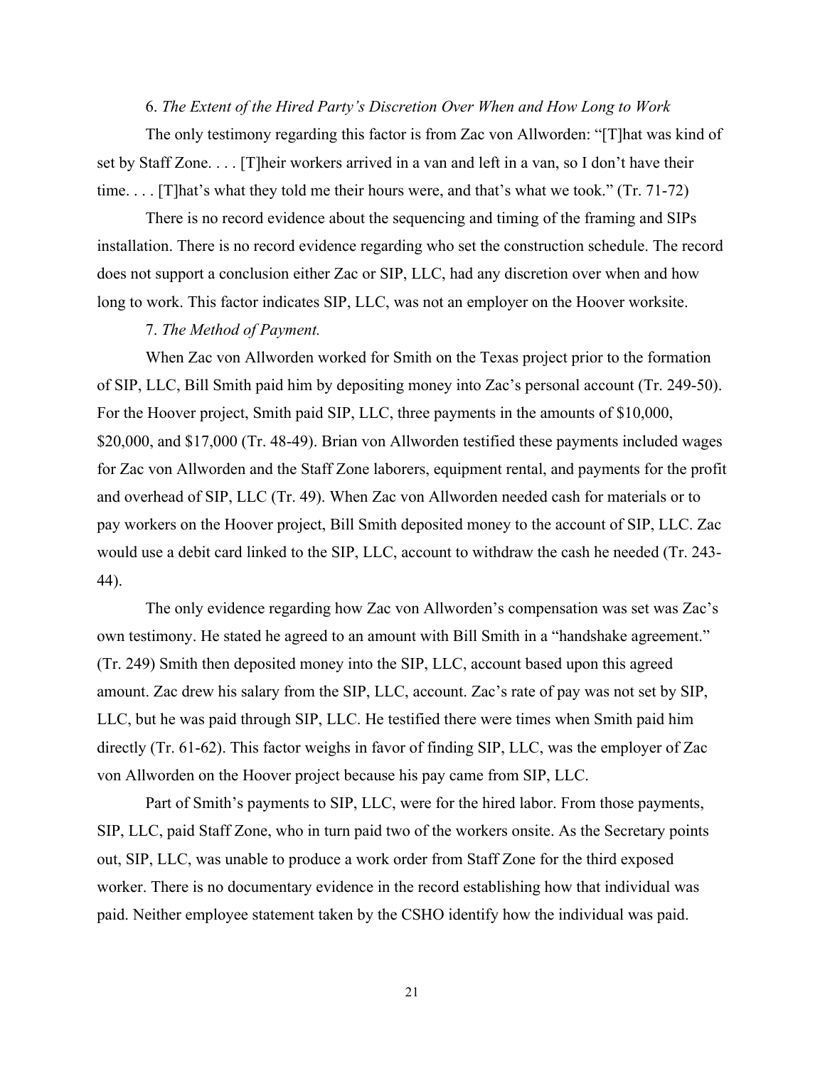6. *The Extent of the Hired Party's Discretion Over When and How Long to Work*

The only testimony regarding this factor is from Zac von Allworden: "[T]hat was kind of set by Staff Zone. . . . [T]heir workers arrived in a van and left in a van, so I don't have their time. . . . [T]hat's what they told me their hours were, and that's what we took." (Tr. 71-72)

There is no record evidence about the sequencing and timing of the framing and SIPs installation. There is no record evidence regarding who set the construction schedule. The record does not support a conclusion either Zac or SIP, LLC, had any discretion over when and how long to work. This factor indicates SIP, LLC, was not an employer on the Hoover worksite.

7. *The Method of Payment.*

When Zac von Allworden worked for Smith on the Texas project prior to the formation of SIP, LLC, Bill Smith paid him by depositing money into Zac's personal account (Tr. 249-50). For the Hoover project, Smith paid SIP, LLC, three payments in the amounts of $10,000, $20,000, and $17,000 (Tr. 48-49). Brian von Allworden testified these payments included wages for Zac von Allworden and the Staff Zone laborers, equipment rental, and payments for the profit and overhead of SIP, LLC (Tr. 49). When Zac von Allworden needed cash for materials or to pay workers on the Hoover project, Bill Smith deposited money to the account of SIP, LLC. Zac would use a debit card linked to the SIP, LLC, account to withdraw the cash he needed (Tr. 243-44).

The only evidence regarding how Zac von Allworden's compensation was set was Zac's own testimony. He stated he agreed to an amount with Bill Smith in a "handshake agreement." (Tr. 249) Smith then deposited money into the SIP, LLC, account based upon this agreed amount. Zac drew his salary from the SIP, LLC, account. Zac's rate of pay was not set by SIP, LLC, but he was paid through SIP, LLC. He testified there were times when Smith paid him directly (Tr. 61-62). This factor weighs in favor of finding SIP, LLC, was the employer of Zac von Allworden on the Hoover project because his pay came from SIP, LLC.

Part of Smith's payments to SIP, LLC, were for the hired labor. From those payments, SIP, LLC, paid Staff Zone, who in turn paid two of the workers onsite. As the Secretary points out, SIP, LLC, was unable to produce a work order from Staff Zone for the third exposed worker. There is no documentary evidence in the record establishing how that individual was paid. Neither employee statement taken by the CSHO identify how the individual was paid.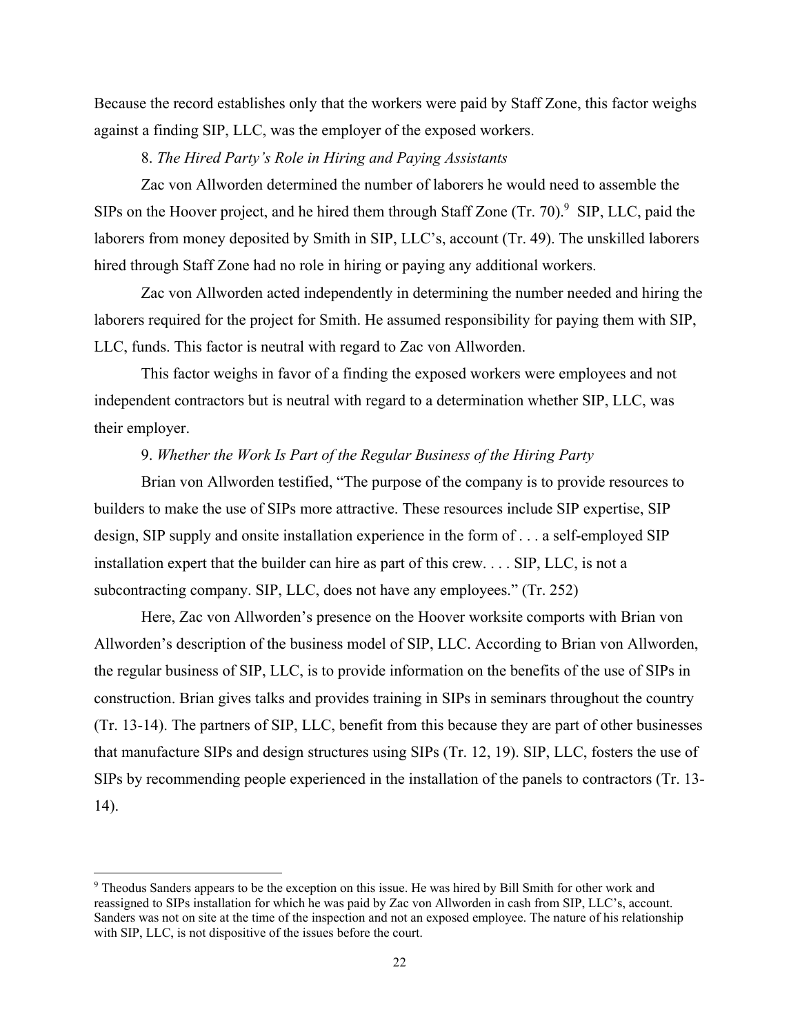Because the record establishes only that the workers were paid by Staff Zone, this factor weighs against a finding SIP, LLC, was the employer of the exposed workers.

8. *The Hired Party's Role in Hiring and Paying Assistants*

Zac von Allworden determined the number of laborers he would need to assemble the SIPs on the Hoover project, and he hired them through Staff Zone (Tr. 70).[9] SIP, LLC, paid the laborers from money deposited by Smith in SIP, LLC's, account (Tr. 49). The unskilled laborers hired through Staff Zone had no role in hiring or paying any additional workers.

Zac von Allworden acted independently in determining the number needed and hiring the laborers required for the project for Smith. He assumed responsibility for paying them with SIP, LLC, funds. This factor is neutral with regard to Zac von Allworden.

This factor weighs in favor of a finding the exposed workers were employees and not independent contractors but is neutral with regard to a determination whether SIP, LLC, was their employer.

9. *Whether the Work Is Part of the Regular Business of the Hiring Party*

Brian von Allworden testified, "The purpose of the company is to provide resources to builders to make the use of SIPs more attractive. These resources include SIP expertise, SIP design, SIP supply and onsite installation experience in the form of . . . a self-employed SIP installation expert that the builder can hire as part of this crew. . . . SIP, LLC, is not a subcontracting company. SIP, LLC, does not have any employees." (Tr. 252)

Here, Zac von Allworden's presence on the Hoover worksite comports with Brian von Allworden's description of the business model of SIP, LLC. According to Brian von Allworden, the regular business of SIP, LLC, is to provide information on the benefits of the use of SIPs in construction. Brian gives talks and provides training in SIPs in seminars throughout the country (Tr. 13-14). The partners of SIP, LLC, benefit from this because they are part of other businesses that manufacture SIPs and design structures using SIPs (Tr. 12, 19). SIP, LLC, fosters the use of SIPs by recommending people experienced in the installation of the panels to contractors (Tr. 13-14).

---

[9] Theodus Sanders appears to be the exception on this issue. He was hired by Bill Smith for other work and reassigned to SIPs installation for which he was paid by Zac von Allworden in cash from SIP, LLC's, account. Sanders was not on site at the time of the inspection and not an exposed employee. The nature of his relationship with SIP, LLC, is not dispositive of the issues before the court.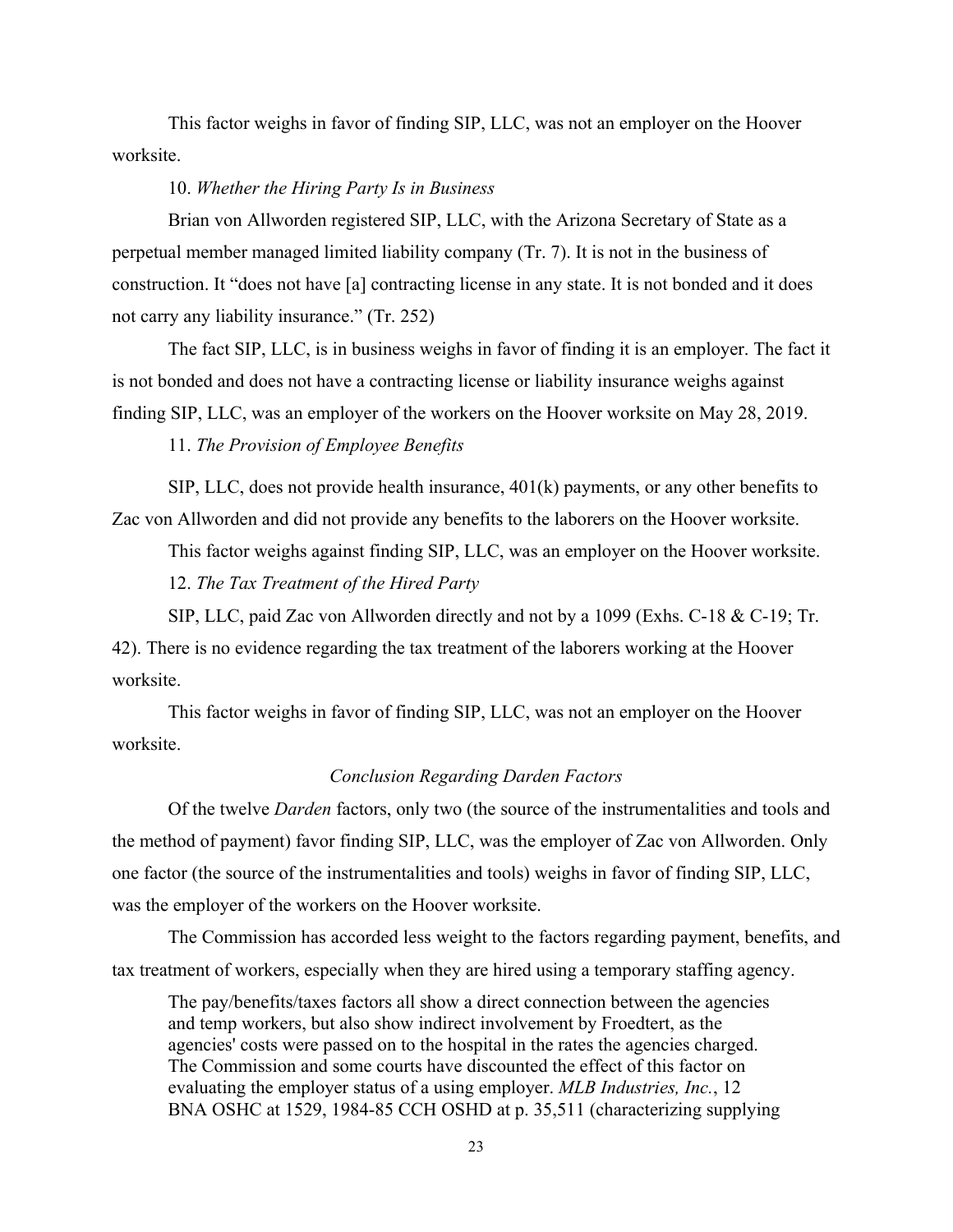This factor weighs in favor of finding SIP, LLC, was not an employer on the Hoover worksite.

10. *Whether the Hiring Party Is in Business*

Brian von Allworden registered SIP, LLC, with the Arizona Secretary of State as a perpetual member managed limited liability company (Tr. 7). It is not in the business of construction. It "does not have [a] contracting license in any state. It is not bonded and it does not carry any liability insurance." (Tr. 252)

The fact SIP, LLC, is in business weighs in favor of finding it is an employer. The fact it is not bonded and does not have a contracting license or liability insurance weighs against finding SIP, LLC, was an employer of the workers on the Hoover worksite on May 28, 2019.

11. *The Provision of Employee Benefits*

SIP, LLC, does not provide health insurance, 401(k) payments, or any other benefits to Zac von Allworden and did not provide any benefits to the laborers on the Hoover worksite.

This factor weighs against finding SIP, LLC, was an employer on the Hoover worksite.

12. *The Tax Treatment of the Hired Party*

SIP, LLC, paid Zac von Allworden directly and not by a 1099 (Exhs. C-18 & C-19; Tr. 42). There is no evidence regarding the tax treatment of the laborers working at the Hoover worksite.

This factor weighs in favor of finding SIP, LLC, was not an employer on the Hoover worksite.

*Conclusion Regarding Darden Factors*

Of the twelve *Darden* factors, only two (the source of the instrumentalities and tools and the method of payment) favor finding SIP, LLC, was the employer of Zac von Allworden. Only one factor (the source of the instrumentalities and tools) weighs in favor of finding SIP, LLC, was the employer of the workers on the Hoover worksite.

The Commission has accorded less weight to the factors regarding payment, benefits, and tax treatment of workers, especially when they are hired using a temporary staffing agency.

> The pay/benefits/taxes factors all show a direct connection between the agencies and temp workers, but also show indirect involvement by Froedtert, as the agencies' costs were passed on to the hospital in the rates the agencies charged. The Commission and some courts have discounted the effect of this factor on evaluating the employer status of a using employer. *MLB Industries, Inc.*, 12 BNA OSHC at 1529, 1984-85 CCH OSHD at p. 35,511 (characterizing supplying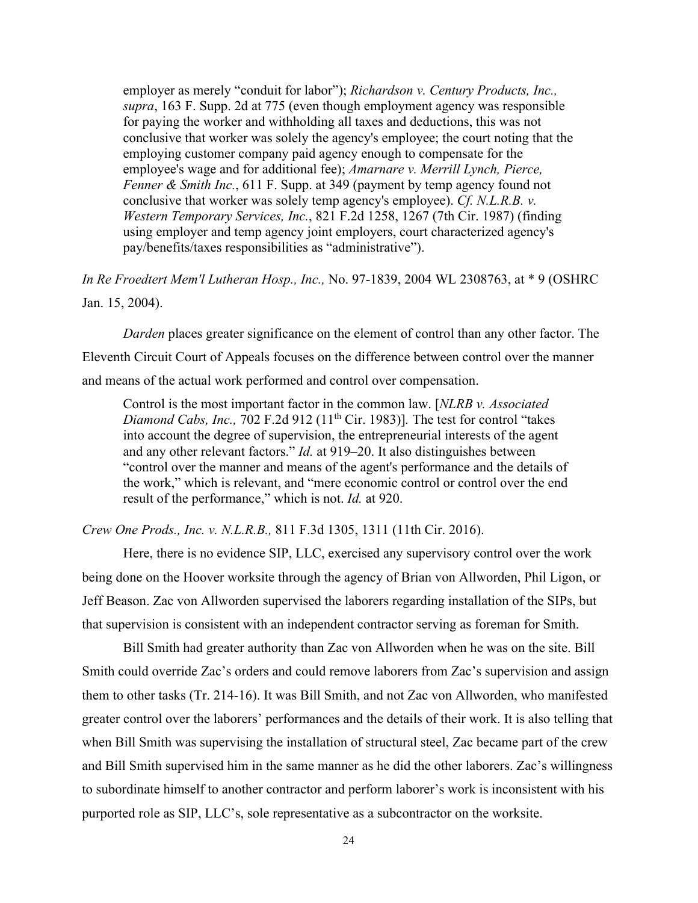> employer as merely "conduit for labor"); *Richardson v. Century Products, Inc., supra*, 163 F. Supp. 2d at 775 (even though employment agency was responsible for paying the worker and withholding all taxes and deductions, this was not conclusive that worker was solely the agency's employee; the court noting that the employing customer company paid agency enough to compensate for the employee's wage and for additional fee); *Amarnare v. Merrill Lynch, Pierce, Fenner & Smith Inc.*, 611 F. Supp. at 349 (payment by temp agency found not conclusive that worker was solely temp agency's employee). *Cf. N.L.R.B. v. Western Temporary Services, Inc.*, 821 F.2d 1258, 1267 (7th Cir. 1987) (finding using employer and temp agency joint employers, court characterized agency's pay/benefits/taxes responsibilities as "administrative").

*In Re Froedtert Mem'l Lutheran Hosp., Inc.,* No. 97-1839, 2004 WL 2308763, at * 9 (OSHRC Jan. 15, 2004).

*Darden* places greater significance on the element of control than any other factor. The Eleventh Circuit Court of Appeals focuses on the difference between control over the manner and means of the actual work performed and control over compensation.

> Control is the most important factor in the common law. [*NLRB v. Associated Diamond Cabs, Inc.,* 702 F.2d 912 (11th Cir. 1983)]. The test for control "takes into account the degree of supervision, the entrepreneurial interests of the agent and any other relevant factors." *Id.* at 919–20. It also distinguishes between "control over the manner and means of the agent's performance and the details of the work," which is relevant, and "mere economic control or control over the end result of the performance," which is not. *Id.* at 920.

*Crew One Prods., Inc. v. N.L.R.B.,* 811 F.3d 1305, 1311 (11th Cir. 2016).

Here, there is no evidence SIP, LLC, exercised any supervisory control over the work being done on the Hoover worksite through the agency of Brian von Allworden, Phil Ligon, or Jeff Beason. Zac von Allworden supervised the laborers regarding installation of the SIPs, but that supervision is consistent with an independent contractor serving as foreman for Smith.

Bill Smith had greater authority than Zac von Allworden when he was on the site. Bill Smith could override Zac's orders and could remove laborers from Zac's supervision and assign them to other tasks (Tr. 214-16). It was Bill Smith, and not Zac von Allworden, who manifested greater control over the laborers' performances and the details of their work. It is also telling that when Bill Smith was supervising the installation of structural steel, Zac became part of the crew and Bill Smith supervised him in the same manner as he did the other laborers. Zac's willingness to subordinate himself to another contractor and perform laborer's work is inconsistent with his purported role as SIP, LLC's, sole representative as a subcontractor on the worksite.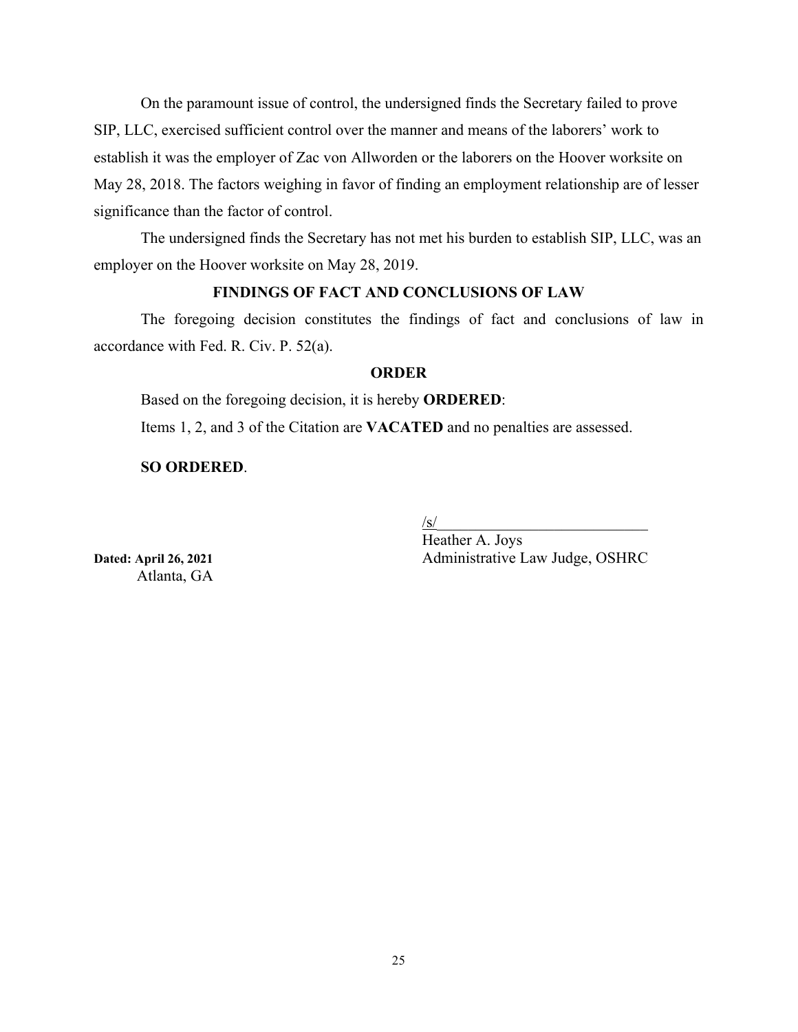On the paramount issue of control, the undersigned finds the Secretary failed to prove SIP, LLC, exercised sufficient control over the manner and means of the laborers' work to establish it was the employer of Zac von Allworden or the laborers on the Hoover worksite on May 28, 2018. The factors weighing in favor of finding an employment relationship are of lesser significance than the factor of control.

The undersigned finds the Secretary has not met his burden to establish SIP, LLC, was an employer on the Hoover worksite on May 28, 2019.

## FINDINGS OF FACT AND CONCLUSIONS OF LAW

The foregoing decision constitutes the findings of fact and conclusions of law in accordance with Fed. R. Civ. P. 52(a).

## ORDER

Based on the foregoing decision, it is hereby **ORDERED**:

Items 1, 2, and 3 of the Citation are **VACATED** and no penalties are assessed.

**SO ORDERED**.

/s/\_\_\_\_\_\_\_\_\_\_\_\_\_\_\_\_\_\_\_\_\_\_\_\_\_\_\_\_
Heather A. Joys
Administrative Law Judge, OSHRC

**Dated: April 26, 2021**
Atlanta, GA